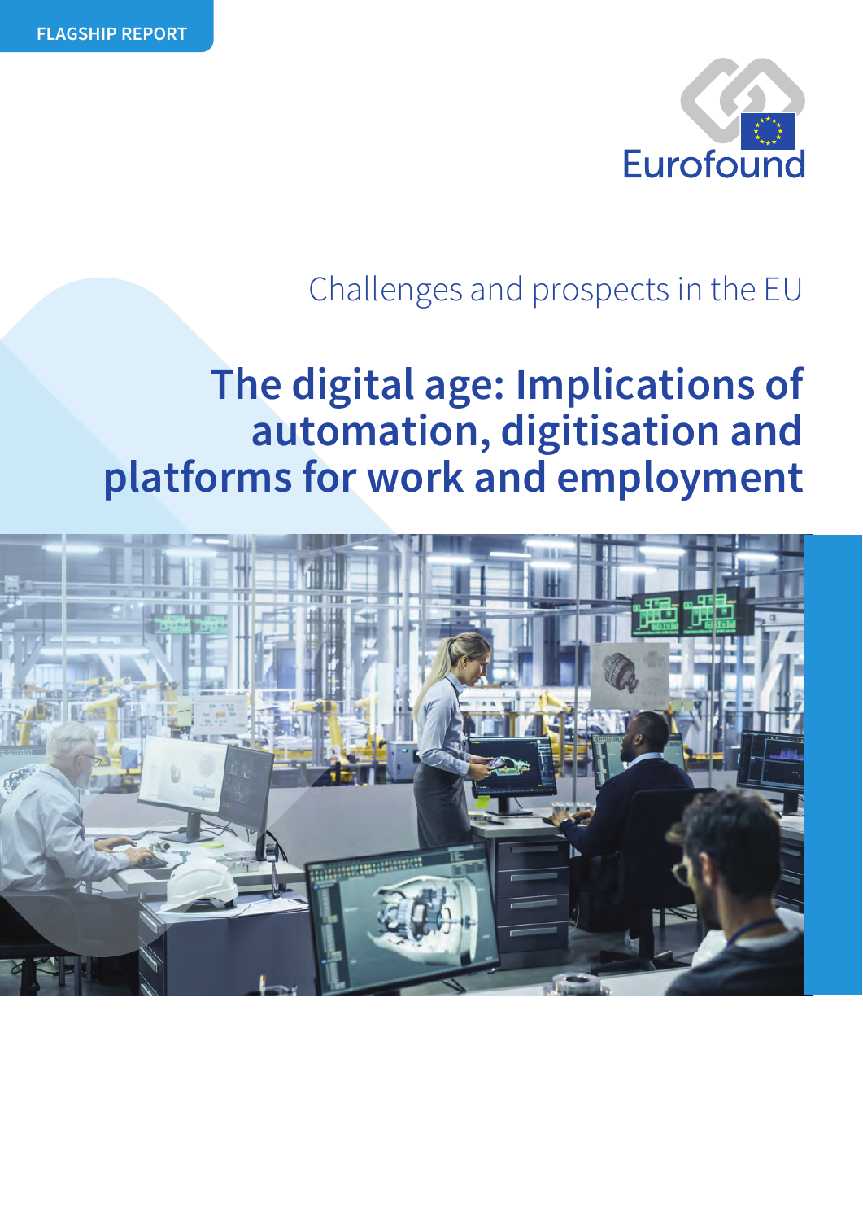FLAGSHIP REPORT

Eurofound

Challenges and prospects in the EU

# The digital age: Implications of automation, digitisation and platforms for work and employment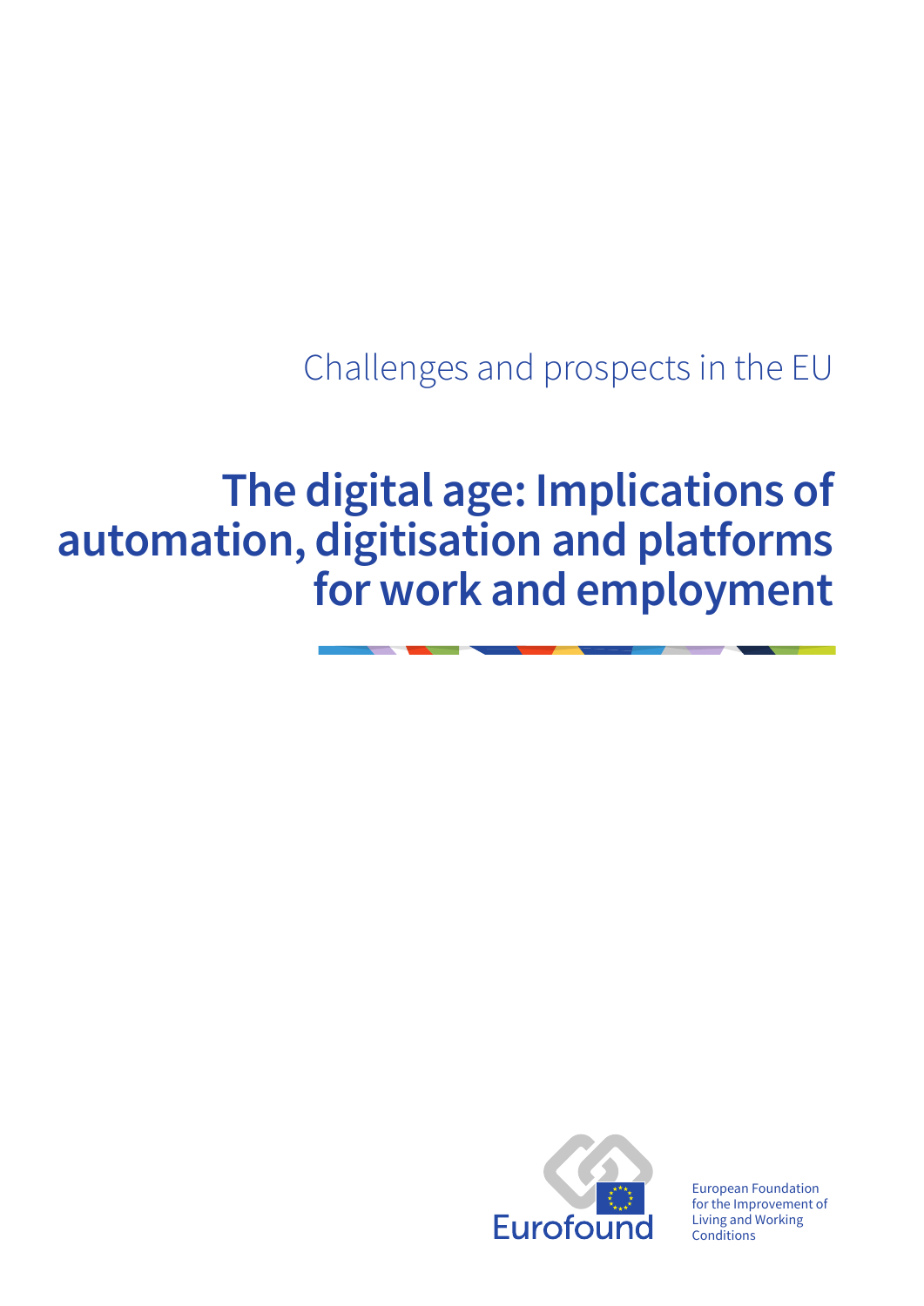Challenges and prospects in the EU

# The digital age: Implications of automation, digitisation and platforms for work and employment

Eurofound

European Foundation for the Improvement of Living and Working Conditions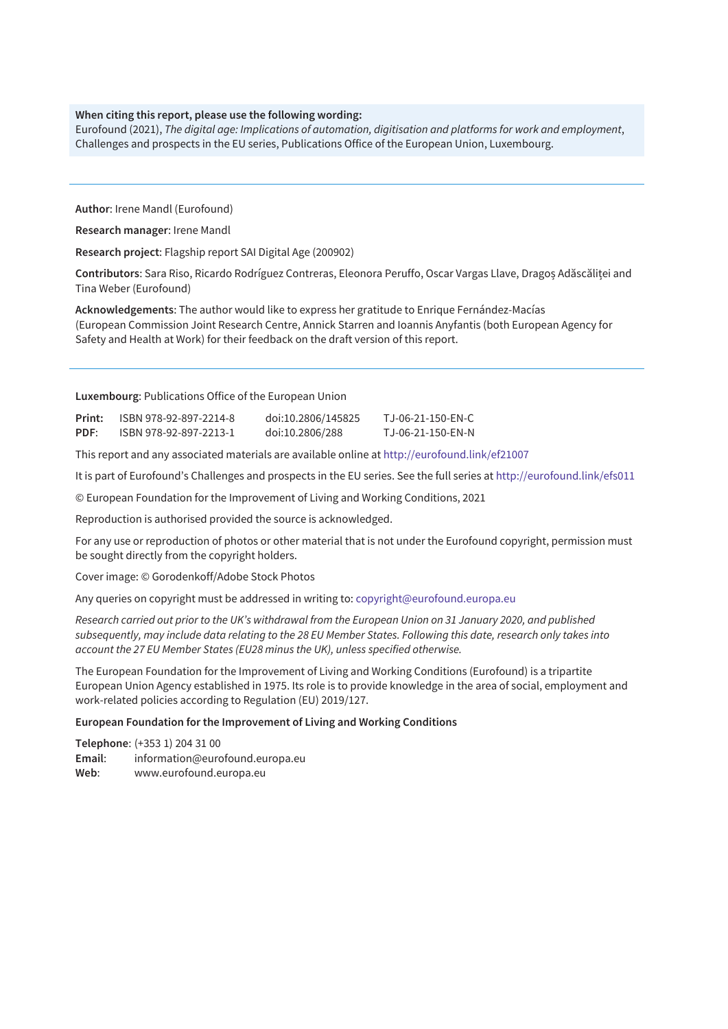**When citing this report, please use the following wording:**
Eurofound (2021), *The digital age: Implications of automation, digitisation and platforms for work and employment*, Challenges and prospects in the EU series, Publications Office of the European Union, Luxembourg.

---

**Author**: Irene Mandl (Eurofound)

**Research manager**: Irene Mandl

**Research project**: Flagship report SAI Digital Age (200902)

**Contributors**: Sara Riso, Ricardo Rodríguez Contreras, Eleonora Peruffo, Oscar Vargas Llave, Dragoş Adăscăliţei and Tina Weber (Eurofound)

**Acknowledgements**: The author would like to express her gratitude to Enrique Fernández-Macías (European Commission Joint Research Centre, Annick Starren and Ioannis Anyfantis (both European Agency for Safety and Health at Work) for their feedback on the draft version of this report.

---

**Luxembourg**: Publications Office of the European Union

| | | | |
|---|---|---|---|
| **Print:** | ISBN 978-92-897-2214-8 | doi:10.2806/145825 | TJ-06-21-150-EN-C |
| **PDF:** | ISBN 978-92-897-2213-1 | doi:10.2806/288 | TJ-06-21-150-EN-N |

This report and any associated materials are available online at http://eurofound.link/ef21007

It is part of Eurofound's Challenges and prospects in the EU series. See the full series at http://eurofound.link/efs011

© European Foundation for the Improvement of Living and Working Conditions, 2021

Reproduction is authorised provided the source is acknowledged.

For any use or reproduction of photos or other material that is not under the Eurofound copyright, permission must be sought directly from the copyright holders.

Cover image: © Gorodenkoff/Adobe Stock Photos

Any queries on copyright must be addressed in writing to: copyright@eurofound.europa.eu

*Research carried out prior to the UK's withdrawal from the European Union on 31 January 2020, and published subsequently, may include data relating to the 28 EU Member States. Following this date, research only takes into account the 27 EU Member States (EU28 minus the UK), unless specified otherwise.*

The European Foundation for the Improvement of Living and Working Conditions (Eurofound) is a tripartite European Union Agency established in 1975. Its role is to provide knowledge in the area of social, employment and work-related policies according to Regulation (EU) 2019/127.

**European Foundation for the Improvement of Living and Working Conditions**

**Telephone**: (+353 1) 204 31 00
**Email**: information@eurofound.europa.eu
**Web**: www.eurofound.europa.eu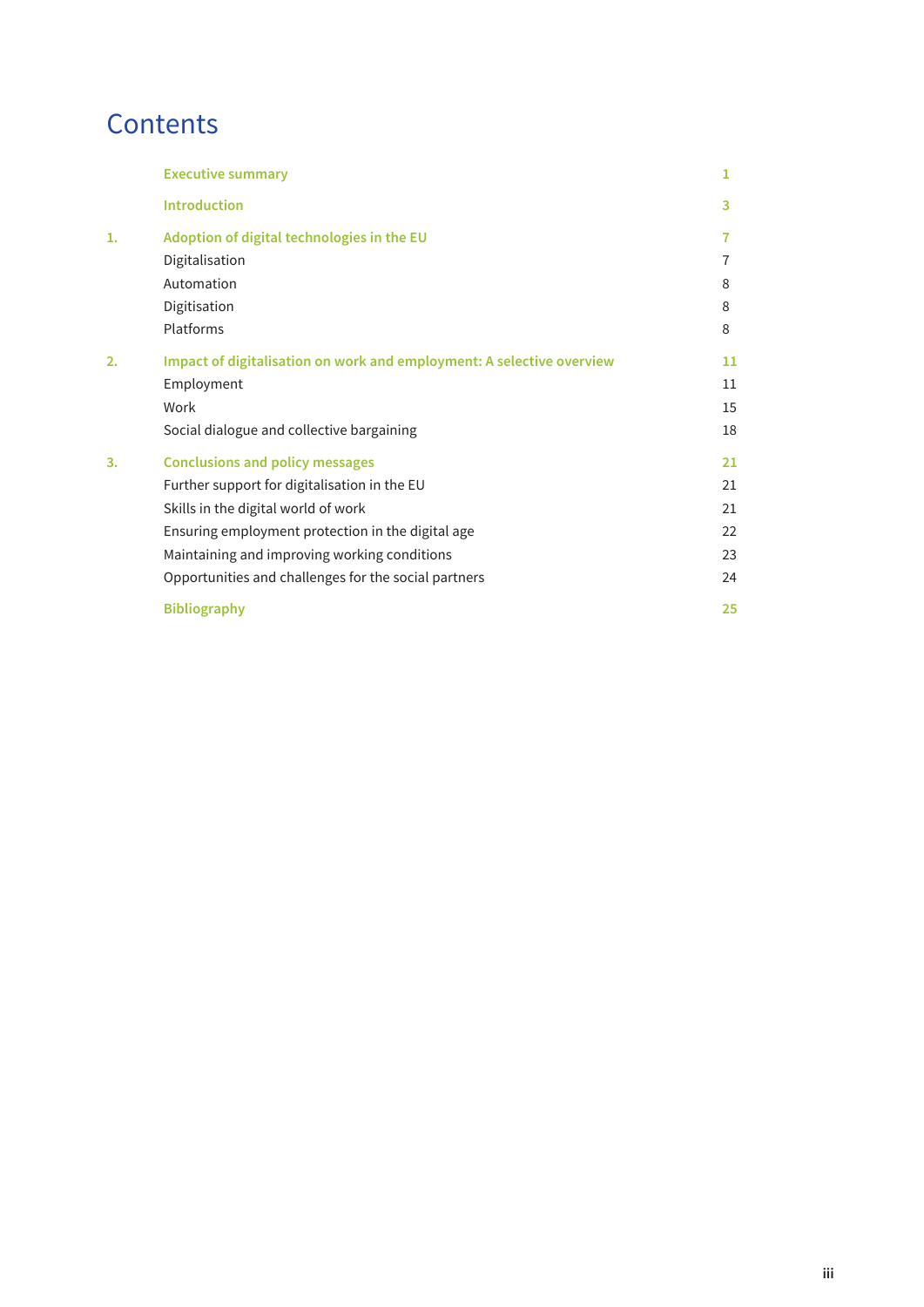# Contents

| | | |
|---|---|---|
| | **Executive summary** | **1** |
| | **Introduction** | **3** |
| **1.** | **Adoption of digital technologies in the EU** | **7** |
| | Digitalisation | 7 |
| | Automation | 8 |
| | Digitisation | 8 |
| | Platforms | 8 |
| **2.** | **Impact of digitalisation on work and employment: A selective overview** | **11** |
| | Employment | 11 |
| | Work | 15 |
| | Social dialogue and collective bargaining | 18 |
| **3.** | **Conclusions and policy messages** | **21** |
| | Further support for digitalisation in the EU | 21 |
| | Skills in the digital world of work | 21 |
| | Ensuring employment protection in the digital age | 22 |
| | Maintaining and improving working conditions | 23 |
| | Opportunities and challenges for the social partners | 24 |
| | **Bibliography** | **25** |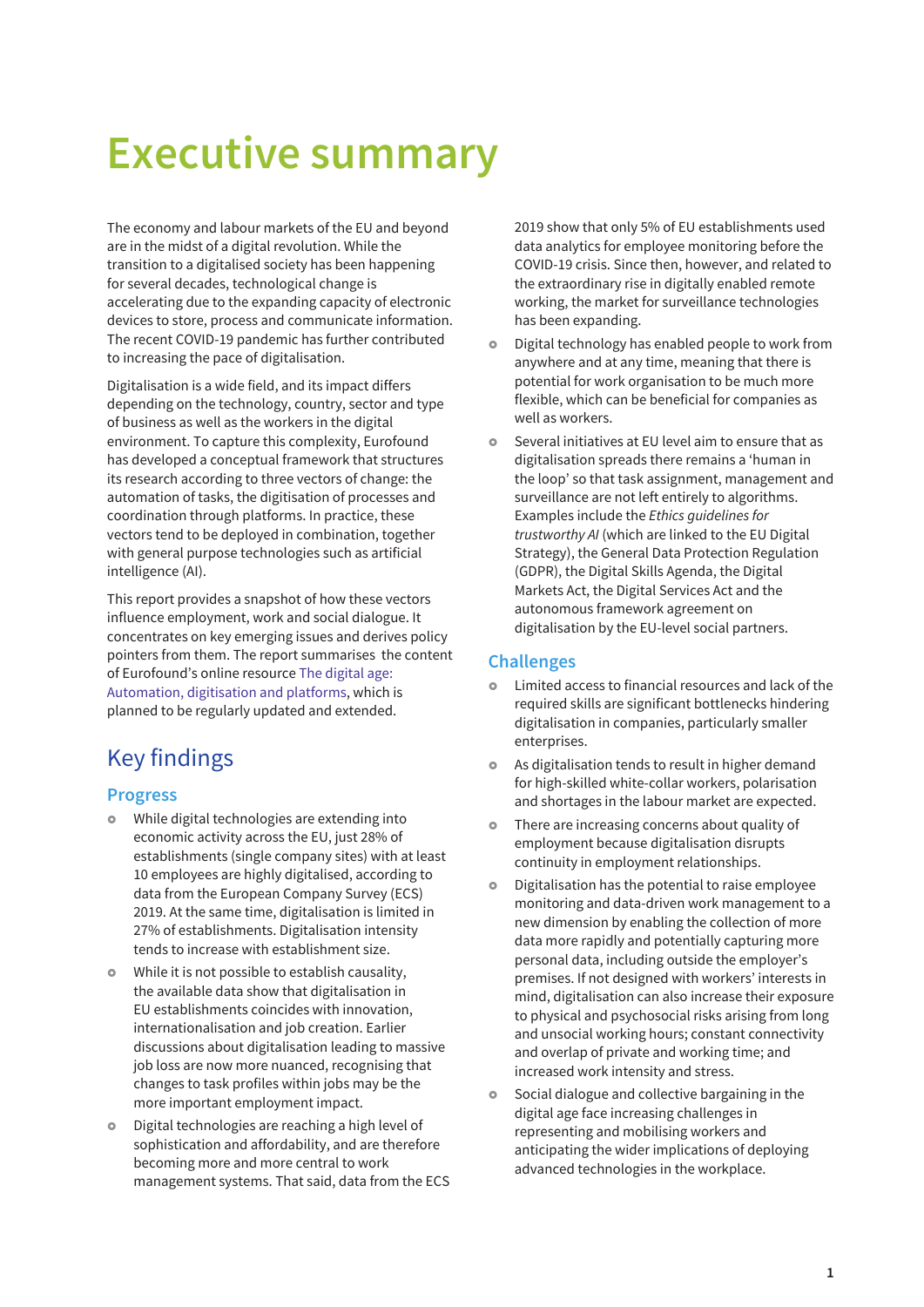# Executive summary

The economy and labour markets of the EU and beyond are in the midst of a digital revolution. While the transition to a digitalised society has been happening for several decades, technological change is accelerating due to the expanding capacity of electronic devices to store, process and communicate information. The recent COVID-19 pandemic has further contributed to increasing the pace of digitalisation.

Digitalisation is a wide field, and its impact differs depending on the technology, country, sector and type of business as well as the workers in the digital environment. To capture this complexity, Eurofound has developed a conceptual framework that structures its research according to three vectors of change: the automation of tasks, the digitisation of processes and coordination through platforms. In practice, these vectors tend to be deployed in combination, together with general purpose technologies such as artificial intelligence (AI).

This report provides a snapshot of how these vectors influence employment, work and social dialogue. It concentrates on key emerging issues and derives policy pointers from them. The report summarises the content of Eurofound's online resource The digital age: Automation, digitisation and platforms, which is planned to be regularly updated and extended.

## Key findings

### Progress

- While digital technologies are extending into economic activity across the EU, just 28% of establishments (single company sites) with at least 10 employees are highly digitalised, according to data from the European Company Survey (ECS) 2019. At the same time, digitalisation is limited in 27% of establishments. Digitalisation intensity tends to increase with establishment size.
- While it is not possible to establish causality, the available data show that digitalisation in EU establishments coincides with innovation, internationalisation and job creation. Earlier discussions about digitalisation leading to massive job loss are now more nuanced, recognising that changes to task profiles within jobs may be the more important employment impact.
- Digital technologies are reaching a high level of sophistication and affordability, and are therefore becoming more and more central to work management systems. That said, data from the ECS 2019 show that only 5% of EU establishments used data analytics for employee monitoring before the COVID-19 crisis. Since then, however, and related to the extraordinary rise in digitally enabled remote working, the market for surveillance technologies has been expanding.
- Digital technology has enabled people to work from anywhere and at any time, meaning that there is potential for work organisation to be much more flexible, which can be beneficial for companies as well as workers.
- Several initiatives at EU level aim to ensure that as digitalisation spreads there remains a 'human in the loop' so that task assignment, management and surveillance are not left entirely to algorithms. Examples include the *Ethics guidelines for trustworthy AI* (which are linked to the EU Digital Strategy), the General Data Protection Regulation (GDPR), the Digital Skills Agenda, the Digital Markets Act, the Digital Services Act and the autonomous framework agreement on digitalisation by the EU-level social partners.

### Challenges

- Limited access to financial resources and lack of the required skills are significant bottlenecks hindering digitalisation in companies, particularly smaller enterprises.
- As digitalisation tends to result in higher demand for high-skilled white-collar workers, polarisation and shortages in the labour market are expected.
- There are increasing concerns about quality of employment because digitalisation disrupts continuity in employment relationships.
- Digitalisation has the potential to raise employee monitoring and data-driven work management to a new dimension by enabling the collection of more data more rapidly and potentially capturing more personal data, including outside the employer's premises. If not designed with workers' interests in mind, digitalisation can also increase their exposure to physical and psychosocial risks arising from long and unsocial working hours; constant connectivity and overlap of private and working time; and increased work intensity and stress.
- Social dialogue and collective bargaining in the digital age face increasing challenges in representing and mobilising workers and anticipating the wider implications of deploying advanced technologies in the workplace.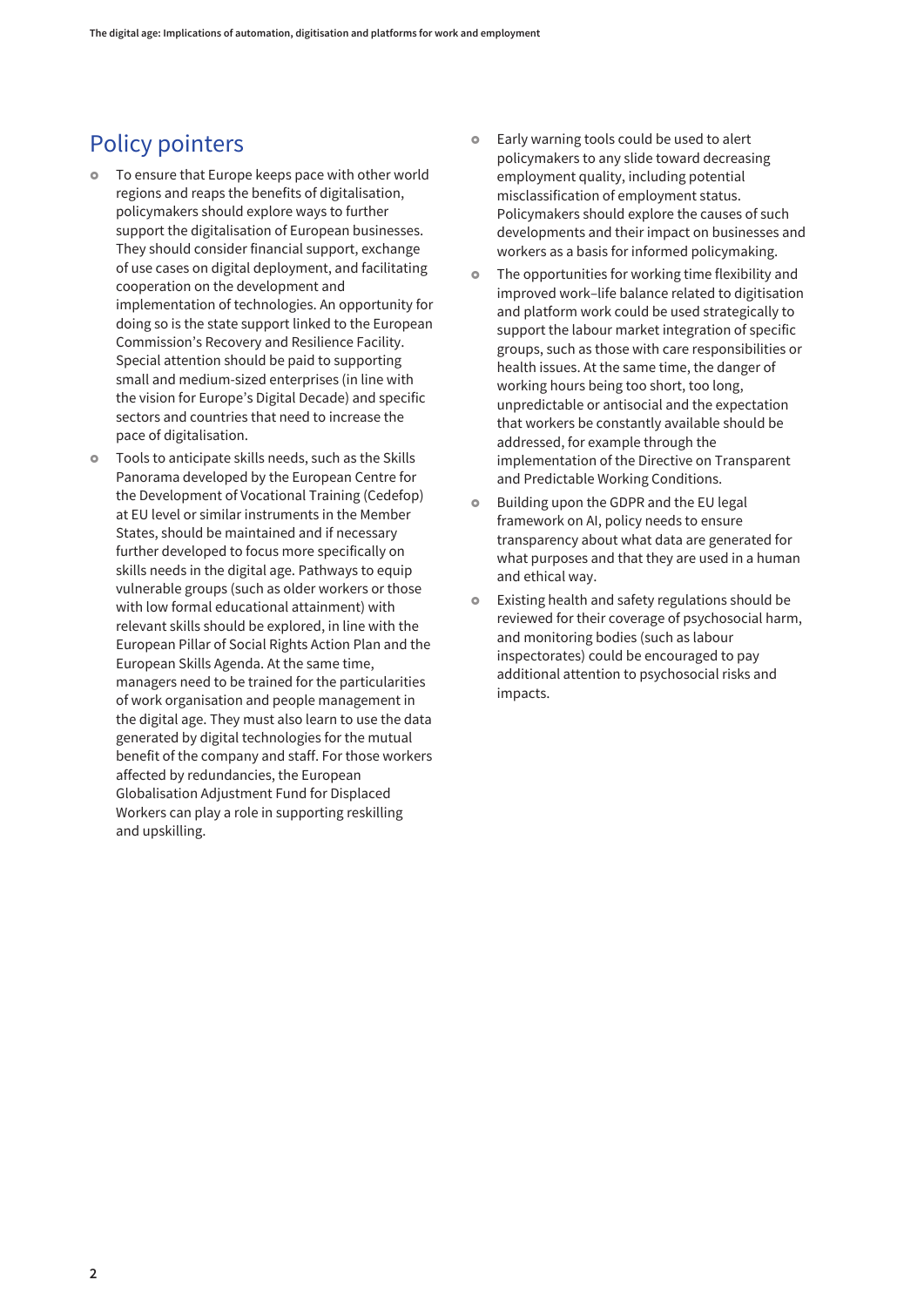## Policy pointers

- To ensure that Europe keeps pace with other world regions and reaps the benefits of digitalisation, policymakers should explore ways to further support the digitalisation of European businesses. They should consider financial support, exchange of use cases on digital deployment, and facilitating cooperation on the development and implementation of technologies. An opportunity for doing so is the state support linked to the European Commission's Recovery and Resilience Facility. Special attention should be paid to supporting small and medium-sized enterprises (in line with the vision for Europe's Digital Decade) and specific sectors and countries that need to increase the pace of digitalisation.
- Tools to anticipate skills needs, such as the Skills Panorama developed by the European Centre for the Development of Vocational Training (Cedefop) at EU level or similar instruments in the Member States, should be maintained and if necessary further developed to focus more specifically on skills needs in the digital age. Pathways to equip vulnerable groups (such as older workers or those with low formal educational attainment) with relevant skills should be explored, in line with the European Pillar of Social Rights Action Plan and the European Skills Agenda. At the same time, managers need to be trained for the particularities of work organisation and people management in the digital age. They must also learn to use the data generated by digital technologies for the mutual benefit of the company and staff. For those workers affected by redundancies, the European Globalisation Adjustment Fund for Displaced Workers can play a role in supporting reskilling and upskilling.
- Early warning tools could be used to alert policymakers to any slide toward decreasing employment quality, including potential misclassification of employment status. Policymakers should explore the causes of such developments and their impact on businesses and workers as a basis for informed policymaking.
- The opportunities for working time flexibility and improved work–life balance related to digitisation and platform work could be used strategically to support the labour market integration of specific groups, such as those with care responsibilities or health issues. At the same time, the danger of working hours being too short, too long, unpredictable or antisocial and the expectation that workers be constantly available should be addressed, for example through the implementation of the Directive on Transparent and Predictable Working Conditions.
- Building upon the GDPR and the EU legal framework on AI, policy needs to ensure transparency about what data are generated for what purposes and that they are used in a human and ethical way.
- Existing health and safety regulations should be reviewed for their coverage of psychosocial harm, and monitoring bodies (such as labour inspectorates) could be encouraged to pay additional attention to psychosocial risks and impacts.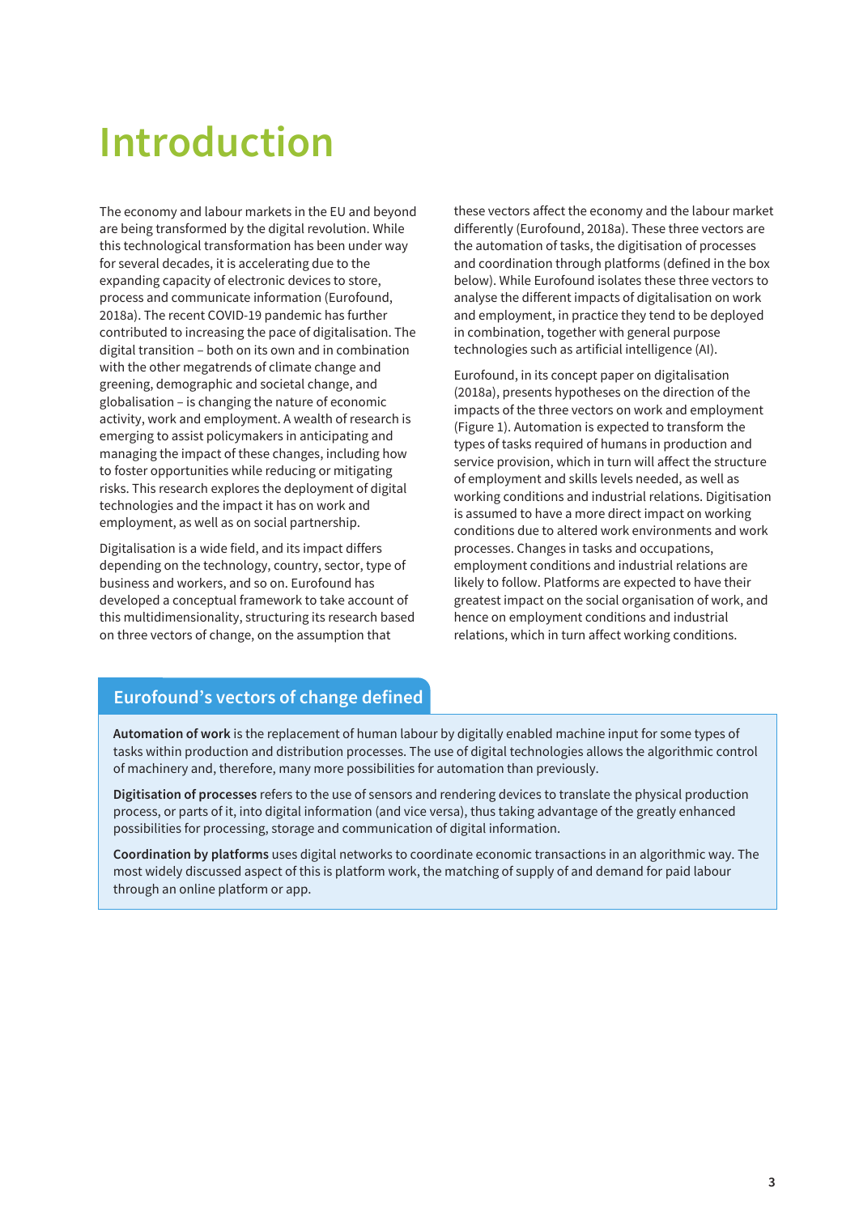# Introduction

The economy and labour markets in the EU and beyond are being transformed by the digital revolution. While this technological transformation has been under way for several decades, it is accelerating due to the expanding capacity of electronic devices to store, process and communicate information (Eurofound, 2018a). The recent COVID-19 pandemic has further contributed to increasing the pace of digitalisation. The digital transition – both on its own and in combination with the other megatrends of climate change and greening, demographic and societal change, and globalisation – is changing the nature of economic activity, work and employment. A wealth of research is emerging to assist policymakers in anticipating and managing the impact of these changes, including how to foster opportunities while reducing or mitigating risks. This research explores the deployment of digital technologies and the impact it has on work and employment, as well as on social partnership.

Digitalisation is a wide field, and its impact differs depending on the technology, country, sector, type of business and workers, and so on. Eurofound has developed a conceptual framework to take account of this multidimensionality, structuring its research based on three vectors of change, on the assumption that these vectors affect the economy and the labour market differently (Eurofound, 2018a). These three vectors are the automation of tasks, the digitisation of processes and coordination through platforms (defined in the box below). While Eurofound isolates these three vectors to analyse the different impacts of digitalisation on work and employment, in practice they tend to be deployed in combination, together with general purpose technologies such as artificial intelligence (AI).

Eurofound, in its concept paper on digitalisation (2018a), presents hypotheses on the direction of the impacts of the three vectors on work and employment (Figure 1). Automation is expected to transform the types of tasks required of humans in production and service provision, which in turn will affect the structure of employment and skills levels needed, as well as working conditions and industrial relations. Digitisation is assumed to have a more direct impact on working conditions due to altered work environments and work processes. Changes in tasks and occupations, employment conditions and industrial relations are likely to follow. Platforms are expected to have their greatest impact on the social organisation of work, and hence on employment conditions and industrial relations, which in turn affect working conditions.

## Eurofound’s vectors of change defined

**Automation of work** is the replacement of human labour by digitally enabled machine input for some types of tasks within production and distribution processes. The use of digital technologies allows the algorithmic control of machinery and, therefore, many more possibilities for automation than previously.

**Digitisation of processes** refers to the use of sensors and rendering devices to translate the physical production process, or parts of it, into digital information (and vice versa), thus taking advantage of the greatly enhanced possibilities for processing, storage and communication of digital information.

**Coordination by platforms** uses digital networks to coordinate economic transactions in an algorithmic way. The most widely discussed aspect of this is platform work, the matching of supply of and demand for paid labour through an online platform or app.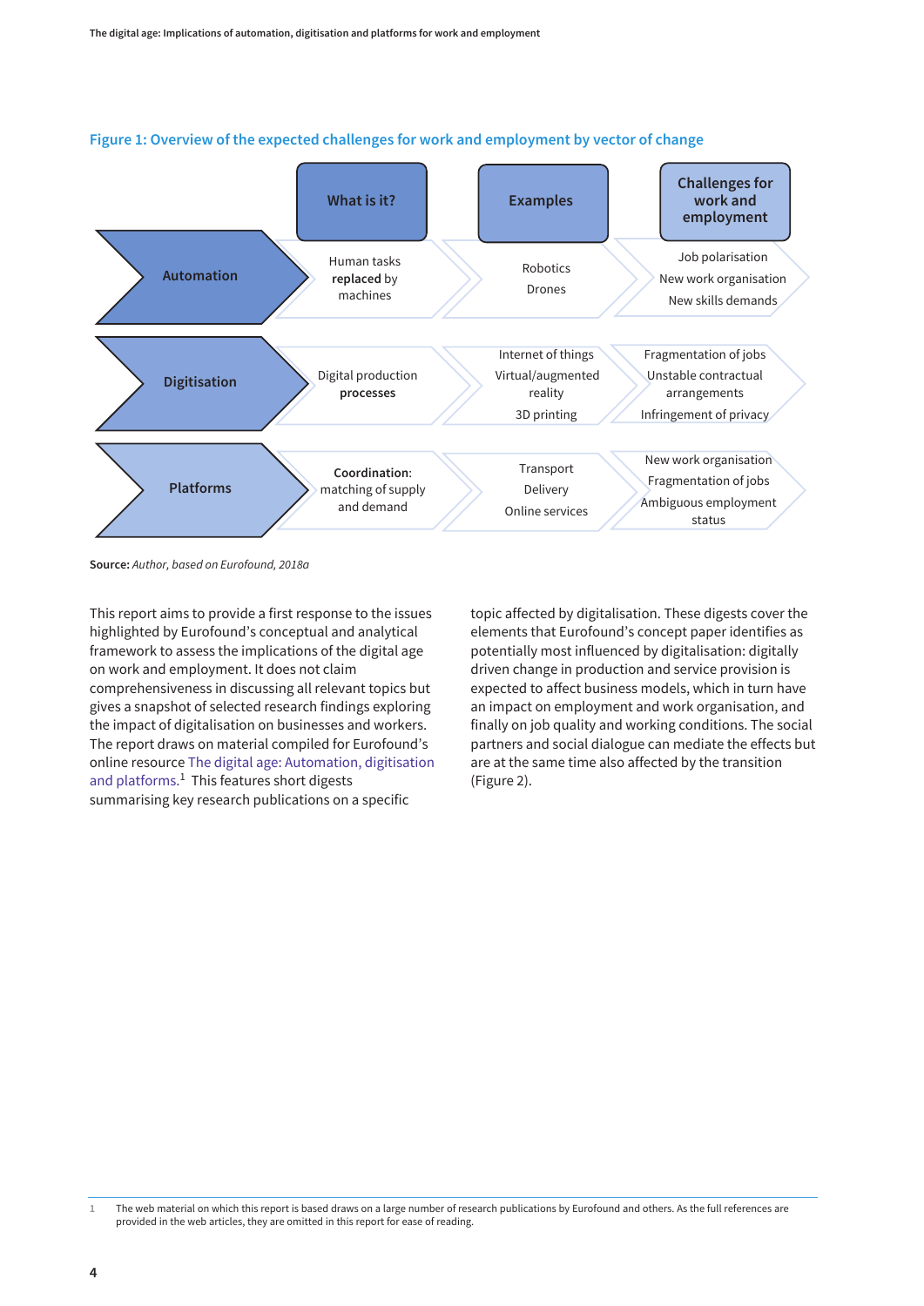**Figure 1: Overview of the expected challenges for work and employment by vector of change**

| | What is it? | Examples | Challenges for work and employment |
|---|---|---|---|
| **Automation** | Human tasks **replaced** by machines | Robotics<br>Drones | Job polarisation<br>New work organisation<br>New skills demands |
| **Digitisation** | Digital production **processes** | Internet of things<br>Virtual/augmented reality<br>3D printing | Fragmentation of jobs<br>Unstable contractual arrangements<br>Infringement of privacy |
| **Platforms** | **Coordination**: matching of supply and demand | Transport<br>Delivery<br>Online services | New work organisation<br>Fragmentation of jobs<br>Ambiguous employment status |

**Source:** *Author, based on Eurofound, 2018a*

This report aims to provide a first response to the issues highlighted by Eurofound's conceptual and analytical framework to assess the implications of the digital age on work and employment. It does not claim comprehensiveness in discussing all relevant topics but gives a snapshot of selected research findings exploring the impact of digitalisation on businesses and workers. The report draws on material compiled for Eurofound's online resource The digital age: Automation, digitisation and platforms.[1] This features short digests summarising key research publications on a specific topic affected by digitalisation. These digests cover the elements that Eurofound's concept paper identifies as potentially most influenced by digitalisation: digitally driven change in production and service provision is expected to affect business models, which in turn have an impact on employment and work organisation, and finally on job quality and working conditions. The social partners and social dialogue can mediate the effects but are at the same time also affected by the transition (Figure 2).

1 The web material on which this report is based draws on a large number of research publications by Eurofound and others. As the full references are provided in the web articles, they are omitted in this report for ease of reading.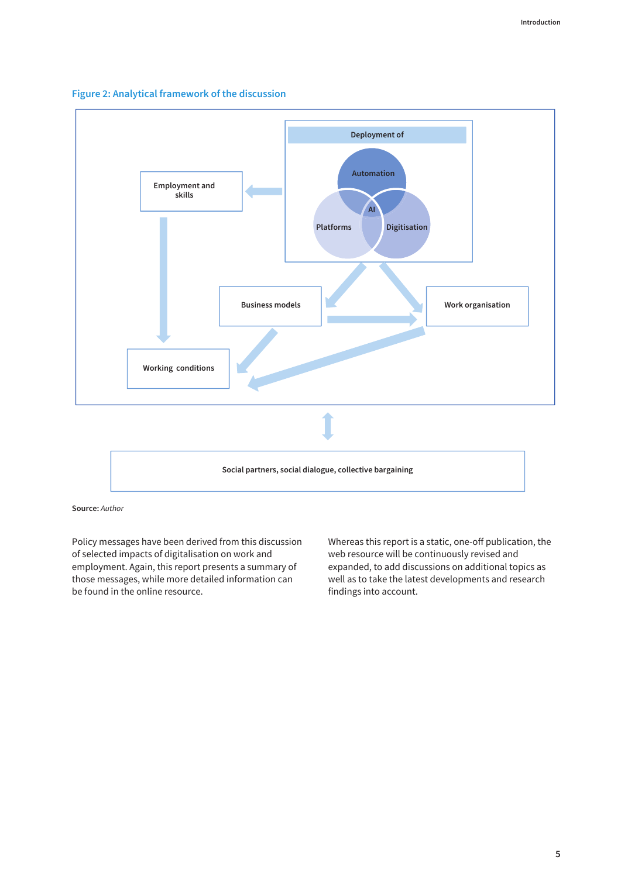**Figure 2: Analytical framework of the discussion**

Deployment of

Automation

AI

Platforms

Digitisation

Employment and skills

Business models

Work organisation

Working conditions

Social partners, social dialogue, collective bargaining

**Source:** *Author*

Policy messages have been derived from this discussion of selected impacts of digitalisation on work and employment. Again, this report presents a summary of those messages, while more detailed information can be found in the online resource.

Whereas this report is a static, one-off publication, the web resource will be continuously revised and expanded, to add discussions on additional topics as well as to take the latest developments and research findings into account.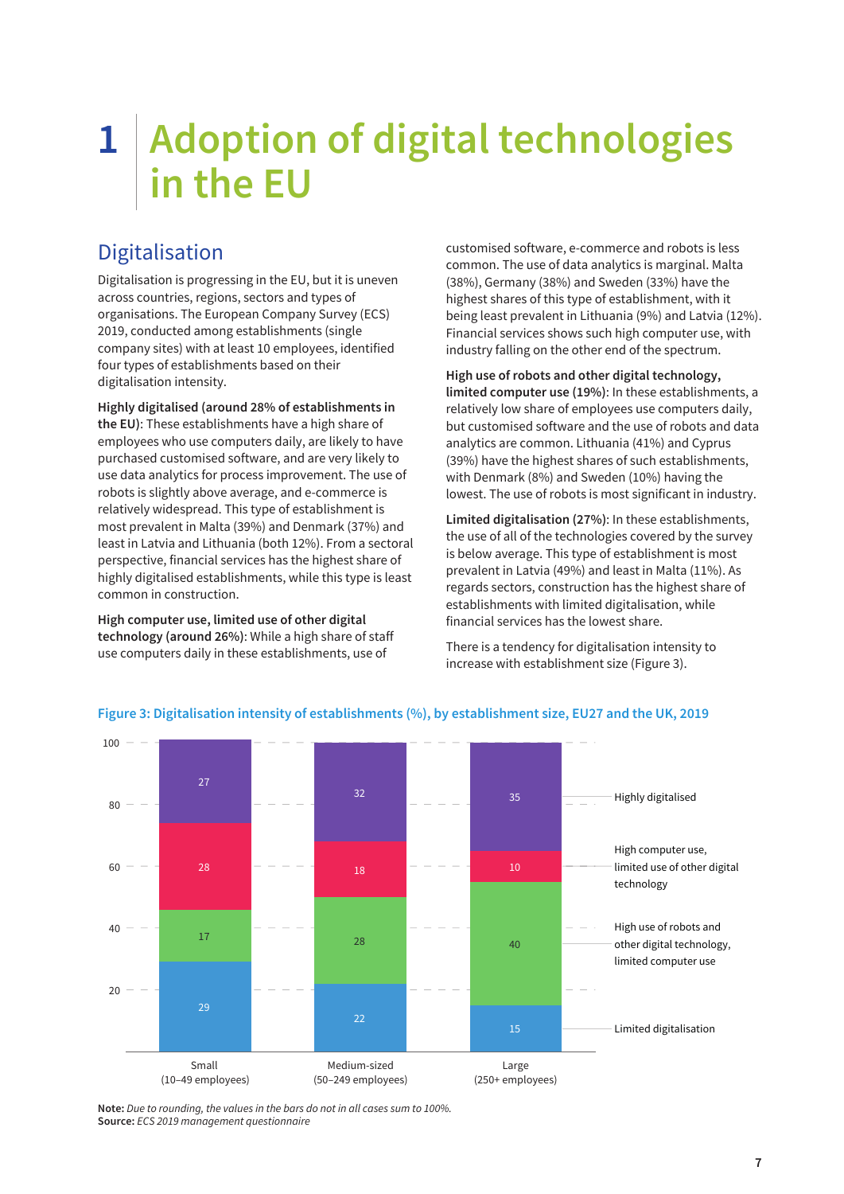# 1 Adoption of digital technologies in the EU

## Digitalisation

Digitalisation is progressing in the EU, but it is uneven across countries, regions, sectors and types of organisations. The European Company Survey (ECS) 2019, conducted among establishments (single company sites) with at least 10 employees, identified four types of establishments based on their digitalisation intensity.

**Highly digitalised (around 28% of establishments in the EU)**: These establishments have a high share of employees who use computers daily, are likely to have purchased customised software, and are very likely to use data analytics for process improvement. The use of robots is slightly above average, and e-commerce is relatively widespread. This type of establishment is most prevalent in Malta (39%) and Denmark (37%) and least in Latvia and Lithuania (both 12%). From a sectoral perspective, financial services has the highest share of highly digitalised establishments, while this type is least common in construction.

**High computer use, limited use of other digital technology (around 26%)**: While a high share of staff use computers daily in these establishments, use of customised software, e-commerce and robots is less common. The use of data analytics is marginal. Malta (38%), Germany (38%) and Sweden (33%) have the highest shares of this type of establishment, with it being least prevalent in Lithuania (9%) and Latvia (12%). Financial services shows such high computer use, with industry falling on the other end of the spectrum.

**High use of robots and other digital technology, limited computer use (19%)**: In these establishments, a relatively low share of employees use computers daily, but customised software and the use of robots and data analytics are common. Lithuania (41%) and Cyprus (39%) have the highest shares of such establishments, with Denmark (8%) and Sweden (10%) having the lowest. The use of robots is most significant in industry.

**Limited digitalisation (27%)**: In these establishments, the use of all of the technologies covered by the survey is below average. This type of establishment is most prevalent in Latvia (49%) and least in Malta (11%). As regards sectors, construction has the highest share of establishments with limited digitalisation, while financial services has the lowest share.

There is a tendency for digitalisation intensity to increase with establishment size (Figure 3).

**Figure 3: Digitalisation intensity of establishments (%), by establishment size, EU27 and the UK, 2019**

| | Small (10–49 employees) | Medium-sized (50–249 employees) | Large (250+ employees) |
|---|---|---|---|
| Highly digitalised | 27 | 32 | 35 |
| High computer use, limited use of other digital technology | 28 | 18 | 10 |
| High use of robots and other digital technology, limited computer use | 17 | 28 | 40 |
| Limited digitalisation | 29 | 22 | 15 |

**Note:** *Due to rounding, the values in the bars do not in all cases sum to 100%.*
**Source:** *ECS 2019 management questionnaire*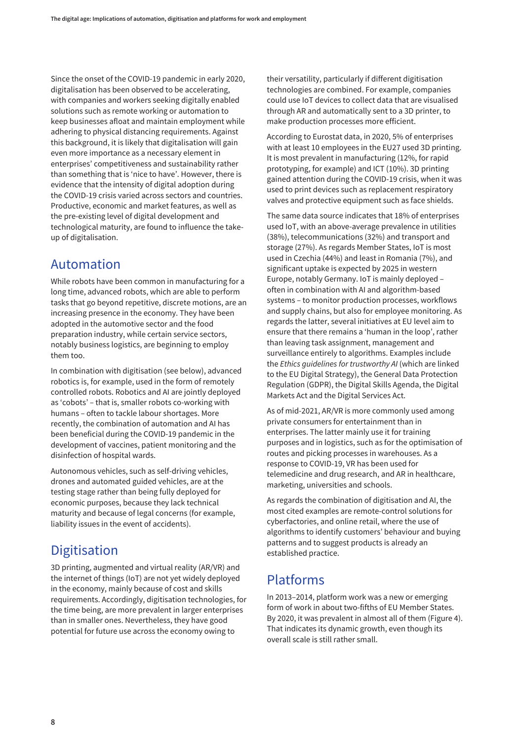Since the onset of the COVID-19 pandemic in early 2020, digitalisation has been observed to be accelerating, with companies and workers seeking digitally enabled solutions such as remote working or automation to keep businesses afloat and maintain employment while adhering to physical distancing requirements. Against this background, it is likely that digitalisation will gain even more importance as a necessary element in enterprises' competitiveness and sustainability rather than something that is 'nice to have'. However, there is evidence that the intensity of digital adoption during the COVID-19 crisis varied across sectors and countries. Productive, economic and market features, as well as the pre-existing level of digital development and technological maturity, are found to influence the take-up of digitalisation.

## Automation

While robots have been common in manufacturing for a long time, advanced robots, which are able to perform tasks that go beyond repetitive, discrete motions, are an increasing presence in the economy. They have been adopted in the automotive sector and the food preparation industry, while certain service sectors, notably business logistics, are beginning to employ them too.

In combination with digitisation (see below), advanced robotics is, for example, used in the form of remotely controlled robots. Robotics and AI are jointly deployed as 'cobots' – that is, smaller robots co-working with humans – often to tackle labour shortages. More recently, the combination of automation and AI has been beneficial during the COVID-19 pandemic in the development of vaccines, patient monitoring and the disinfection of hospital wards.

Autonomous vehicles, such as self-driving vehicles, drones and automated guided vehicles, are at the testing stage rather than being fully deployed for economic purposes, because they lack technical maturity and because of legal concerns (for example, liability issues in the event of accidents).

## Digitisation

3D printing, augmented and virtual reality (AR/VR) and the internet of things (IoT) are not yet widely deployed in the economy, mainly because of cost and skills requirements. Accordingly, digitisation technologies, for the time being, are more prevalent in larger enterprises than in smaller ones. Nevertheless, they have good potential for future use across the economy owing to their versatility, particularly if different digitisation technologies are combined. For example, companies could use IoT devices to collect data that are visualised through AR and automatically sent to a 3D printer, to make production processes more efficient.

According to Eurostat data, in 2020, 5% of enterprises with at least 10 employees in the EU27 used 3D printing. It is most prevalent in manufacturing (12%, for rapid prototyping, for example) and ICT (10%). 3D printing gained attention during the COVID-19 crisis, when it was used to print devices such as replacement respiratory valves and protective equipment such as face shields.

The same data source indicates that 18% of enterprises used IoT, with an above-average prevalence in utilities (38%), telecommunications (32%) and transport and storage (27%). As regards Member States, IoT is most used in Czechia (44%) and least in Romania (7%), and significant uptake is expected by 2025 in western Europe, notably Germany. IoT is mainly deployed – often in combination with AI and algorithm-based systems – to monitor production processes, workflows and supply chains, but also for employee monitoring. As regards the latter, several initiatives at EU level aim to ensure that there remains a 'human in the loop', rather than leaving task assignment, management and surveillance entirely to algorithms. Examples include the *Ethics guidelines for trustworthy AI* (which are linked to the EU Digital Strategy), the General Data Protection Regulation (GDPR), the Digital Skills Agenda, the Digital Markets Act and the Digital Services Act.

As of mid-2021, AR/VR is more commonly used among private consumers for entertainment than in enterprises. The latter mainly use it for training purposes and in logistics, such as for the optimisation of routes and picking processes in warehouses. As a response to COVID-19, VR has been used for telemedicine and drug research, and AR in healthcare, marketing, universities and schools.

As regards the combination of digitisation and AI, the most cited examples are remote-control solutions for cyberfactories, and online retail, where the use of algorithms to identify customers' behaviour and buying patterns and to suggest products is already an established practice.

## Platforms

In 2013–2014, platform work was a new or emerging form of work in about two-fifths of EU Member States. By 2020, it was prevalent in almost all of them (Figure 4). That indicates its dynamic growth, even though its overall scale is still rather small.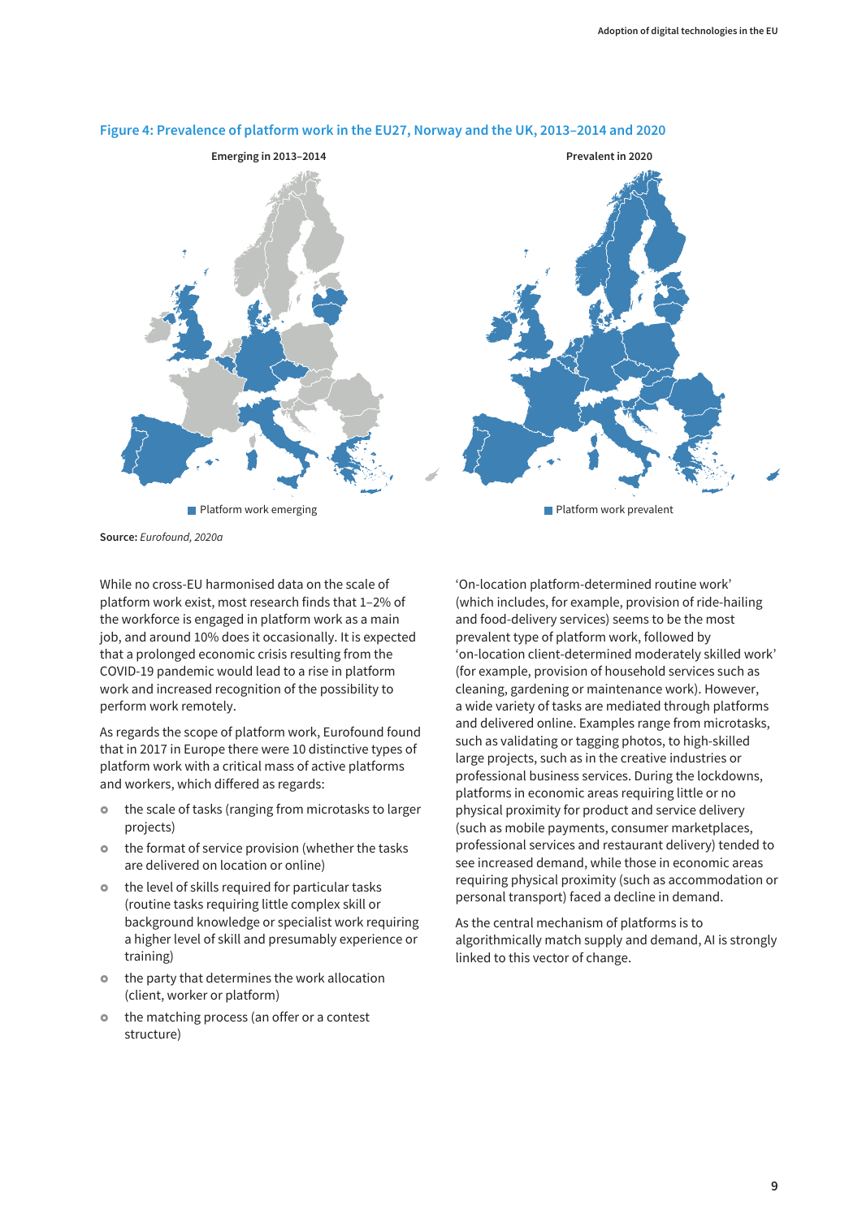**Figure 4: Prevalence of platform work in the EU27, Norway and the UK, 2013–2014 and 2020**

Emerging in 2013–2014

Prevalent in 2020

Platform work emerging

Platform work prevalent

**Source:** *Eurofound, 2020a*

While no cross-EU harmonised data on the scale of platform work exist, most research finds that 1–2% of the workforce is engaged in platform work as a main job, and around 10% does it occasionally. It is expected that a prolonged economic crisis resulting from the COVID-19 pandemic would lead to a rise in platform work and increased recognition of the possibility to perform work remotely.

As regards the scope of platform work, Eurofound found that in 2017 in Europe there were 10 distinctive types of platform work with a critical mass of active platforms and workers, which differed as regards:

- the scale of tasks (ranging from microtasks to larger projects)
- the format of service provision (whether the tasks are delivered on location or online)
- the level of skills required for particular tasks (routine tasks requiring little complex skill or background knowledge or specialist work requiring a higher level of skill and presumably experience or training)
- the party that determines the work allocation (client, worker or platform)
- the matching process (an offer or a contest structure)

'On-location platform-determined routine work' (which includes, for example, provision of ride-hailing and food-delivery services) seems to be the most prevalent type of platform work, followed by 'on-location client-determined moderately skilled work' (for example, provision of household services such as cleaning, gardening or maintenance work). However, a wide variety of tasks are mediated through platforms and delivered online. Examples range from microtasks, such as validating or tagging photos, to high-skilled large projects, such as in the creative industries or professional business services. During the lockdowns, platforms in economic areas requiring little or no physical proximity for product and service delivery (such as mobile payments, consumer marketplaces, professional services and restaurant delivery) tended to see increased demand, while those in economic areas requiring physical proximity (such as accommodation or personal transport) faced a decline in demand.

As the central mechanism of platforms is to algorithmically match supply and demand, AI is strongly linked to this vector of change.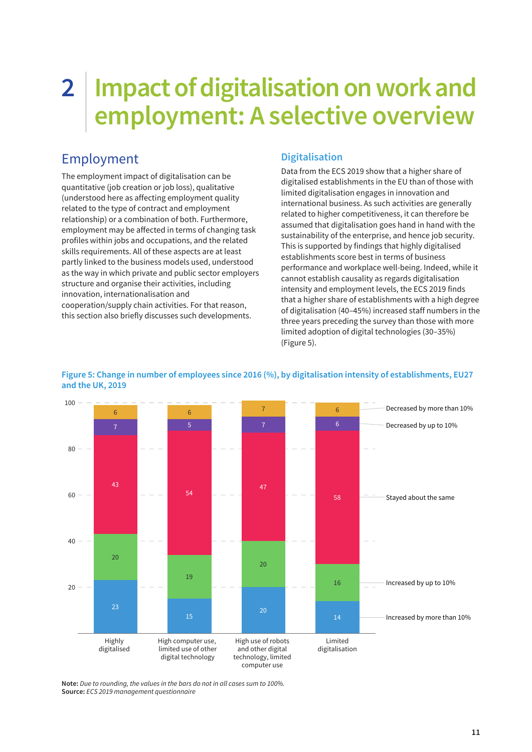# 2 Impact of digitalisation on work and employment: A selective overview

## Employment

The employment impact of digitalisation can be quantitative (job creation or job loss), qualitative (understood here as affecting employment quality related to the type of contract and employment relationship) or a combination of both. Furthermore, employment may be affected in terms of changing task profiles within jobs and occupations, and the related skills requirements. All of these aspects are at least partly linked to the business models used, understood as the way in which private and public sector employers structure and organise their activities, including innovation, internationalisation and cooperation/supply chain activities. For that reason, this section also briefly discusses such developments.

### Digitalisation

Data from the ECS 2019 show that a higher share of digitalised establishments in the EU than of those with limited digitalisation engages in innovation and international business. As such activities are generally related to higher competitiveness, it can therefore be assumed that digitalisation goes hand in hand with the sustainability of the enterprise, and hence job security. This is supported by findings that highly digitalised establishments score best in terms of business performance and workplace well-being. Indeed, while it cannot establish causality as regards digitalisation intensity and employment levels, the ECS 2019 finds that a higher share of establishments with a high degree of digitalisation (40–45%) increased staff numbers in the three years preceding the survey than those with more limited adoption of digital technologies (30–35%) (Figure 5).

**Figure 5: Change in number of employees since 2016 (%), by digitalisation intensity of establishments, EU27 and the UK, 2019**

| | Highly digitalised | High computer use, limited use of other digital technology | High use of robots and other digital technology, limited computer use | Limited digitalisation |
|---|---|---|---|---|
| Decreased by more than 10% | 6 | 6 | 7 | 6 |
| Decreased by up to 10% | 7 | 5 | 7 | 6 |
| Stayed about the same | 43 | 54 | 47 | 58 |
| Increased by up to 10% | 20 | 19 | 20 | 16 |
| Increased by more than 10% | 23 | 15 | 20 | 14 |

**Note:** *Due to rounding, the values in the bars do not in all cases sum to 100%.*
**Source:** *ECS 2019 management questionnaire*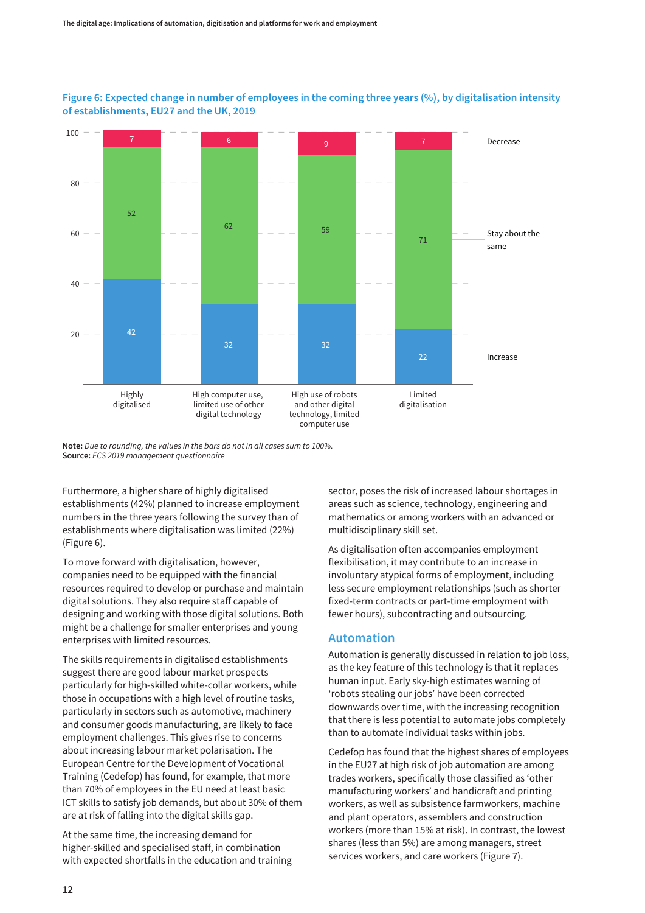**Figure 6: Expected change in number of employees in the coming three years (%), by digitalisation intensity of establishments, EU27 and the UK, 2019**

| | Highly digitalised | High computer use, limited use of other digital technology | High use of robots and other digital technology, limited computer use | Limited digitalisation |
|---|---|---|---|---|
| Decrease | 7 | 6 | 9 | 7 |
| Stay about the same | 52 | 62 | 59 | 71 |
| Increase | 42 | 32 | 32 | 22 |

**Note:** *Due to rounding, the values in the bars do not in all cases sum to 100%.*
**Source:** *ECS 2019 management questionnaire*

Furthermore, a higher share of highly digitalised establishments (42%) planned to increase employment numbers in the three years following the survey than of establishments where digitalisation was limited (22%) (Figure 6).

To move forward with digitalisation, however, companies need to be equipped with the financial resources required to develop or purchase and maintain digital solutions. They also require staff capable of designing and working with those digital solutions. Both might be a challenge for smaller enterprises and young enterprises with limited resources.

The skills requirements in digitalised establishments suggest there are good labour market prospects particularly for high-skilled white-collar workers, while those in occupations with a high level of routine tasks, particularly in sectors such as automotive, machinery and consumer goods manufacturing, are likely to face employment challenges. This gives rise to concerns about increasing labour market polarisation. The European Centre for the Development of Vocational Training (Cedefop) has found, for example, that more than 70% of employees in the EU need at least basic ICT skills to satisfy job demands, but about 30% of them are at risk of falling into the digital skills gap.

At the same time, the increasing demand for higher-skilled and specialised staff, in combination with expected shortfalls in the education and training sector, poses the risk of increased labour shortages in areas such as science, technology, engineering and mathematics or among workers with an advanced or multidisciplinary skill set.

As digitalisation often accompanies employment flexibilisation, it may contribute to an increase in involuntary atypical forms of employment, including less secure employment relationships (such as shorter fixed-term contracts or part-time employment with fewer hours), subcontracting and outsourcing.

## Automation

Automation is generally discussed in relation to job loss, as the key feature of this technology is that it replaces human input. Early sky-high estimates warning of 'robots stealing our jobs' have been corrected downwards over time, with the increasing recognition that there is less potential to automate jobs completely than to automate individual tasks within jobs.

Cedefop has found that the highest shares of employees in the EU27 at high risk of job automation are among trades workers, specifically those classified as 'other manufacturing workers' and handicraft and printing workers, as well as subsistence farmworkers, machine and plant operators, assemblers and construction workers (more than 15% at risk). In contrast, the lowest shares (less than 5%) are among managers, street services workers, and care workers (Figure 7).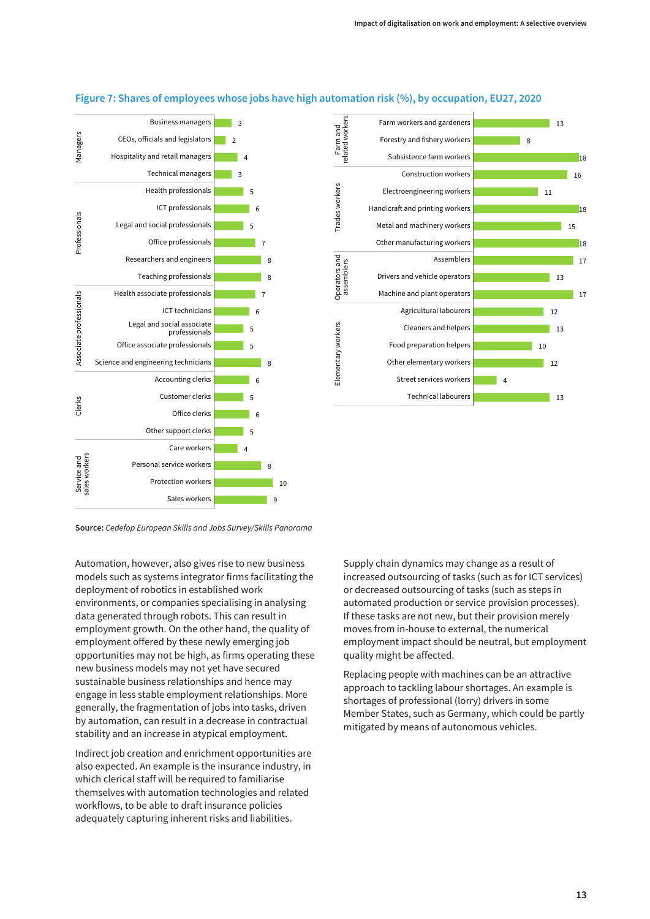**Figure 7: Shares of employees whose jobs have high automation risk (%), by occupation, EU27, 2020**

| Group | Occupation | % |
|---|---|---|
| Managers | Business managers | 3 |
| Managers | CEOs, officials and legislators | 2 |
| Managers | Hospitality and retail managers | 4 |
| Managers | Technical managers | 3 |
| Professionals | Health professionals | 5 |
| Professionals | ICT professionals | 6 |
| Professionals | Legal and social professionals | 5 |
| Professionals | Office professionals | 7 |
| Professionals | Researchers and engineers | 8 |
| Professionals | Teaching professionals | 8 |
| Associate professionals | Health associate professionals | 7 |
| Associate professionals | ICT technicians | 6 |
| Associate professionals | Legal and social associate professionals | 5 |
| Associate professionals | Office associate professionals | 5 |
| Associate professionals | Science and engineering technicians | 8 |
| Clerks | Accounting clerks | 6 |
| Clerks | Customer clerks | 5 |
| Clerks | Office clerks | 6 |
| Clerks | Other support clerks | 5 |
| Service and sales workers | Care workers | 4 |
| Service and sales workers | Personal service workers | 8 |
| Service and sales workers | Protection workers | 10 |
| Service and sales workers | Sales workers | 9 |
| Farm and related workers | Farm workers and gardeners | 13 |
| Farm and related workers | Forestry and fishery workers | 8 |
| Farm and related workers | Subsistence farm workers | 18 |
| Trades workers | Construction workers | 16 |
| Trades workers | Electroengineering workers | 11 |
| Trades workers | Handicraft and printing workers | 18 |
| Trades workers | Metal and machinery workers | 15 |
| Trades workers | Other manufacturing workers | 18 |
| Operators and assemblers | Assemblers | 17 |
| Operators and assemblers | Drivers and vehicle operators | 13 |
| Operators and assemblers | Machine and plant operators | 17 |
| Elementary workers | Agricultural labourers | 12 |
| Elementary workers | Cleaners and helpers | 13 |
| Elementary workers | Food preparation helpers | 10 |
| Elementary workers | Other elementary workers | 12 |
| Elementary workers | Street services workers | 4 |
| Elementary workers | Technical labourers | 13 |

**Source:** *Cedefop European Skills and Jobs Survey/Skills Panorama*

Automation, however, also gives rise to new business models such as systems integrator firms facilitating the deployment of robotics in established work environments, or companies specialising in analysing data generated through robots. This can result in employment growth. On the other hand, the quality of employment offered by these newly emerging job opportunities may not be high, as firms operating these new business models may not yet have secured sustainable business relationships and hence may engage in less stable employment relationships. More generally, the fragmentation of jobs into tasks, driven by automation, can result in a decrease in contractual stability and an increase in atypical employment.

Indirect job creation and enrichment opportunities are also expected. An example is the insurance industry, in which clerical staff will be required to familiarise themselves with automation technologies and related workflows, to be able to draft insurance policies adequately capturing inherent risks and liabilities.

Supply chain dynamics may change as a result of increased outsourcing of tasks (such as for ICT services) or decreased outsourcing of tasks (such as steps in automated production or service provision processes). If these tasks are not new, but their provision merely moves from in-house to external, the numerical employment impact should be neutral, but employment quality might be affected.

Replacing people with machines can be an attractive approach to tackling labour shortages. An example is shortages of professional (lorry) drivers in some Member States, such as Germany, which could be partly mitigated by means of autonomous vehicles.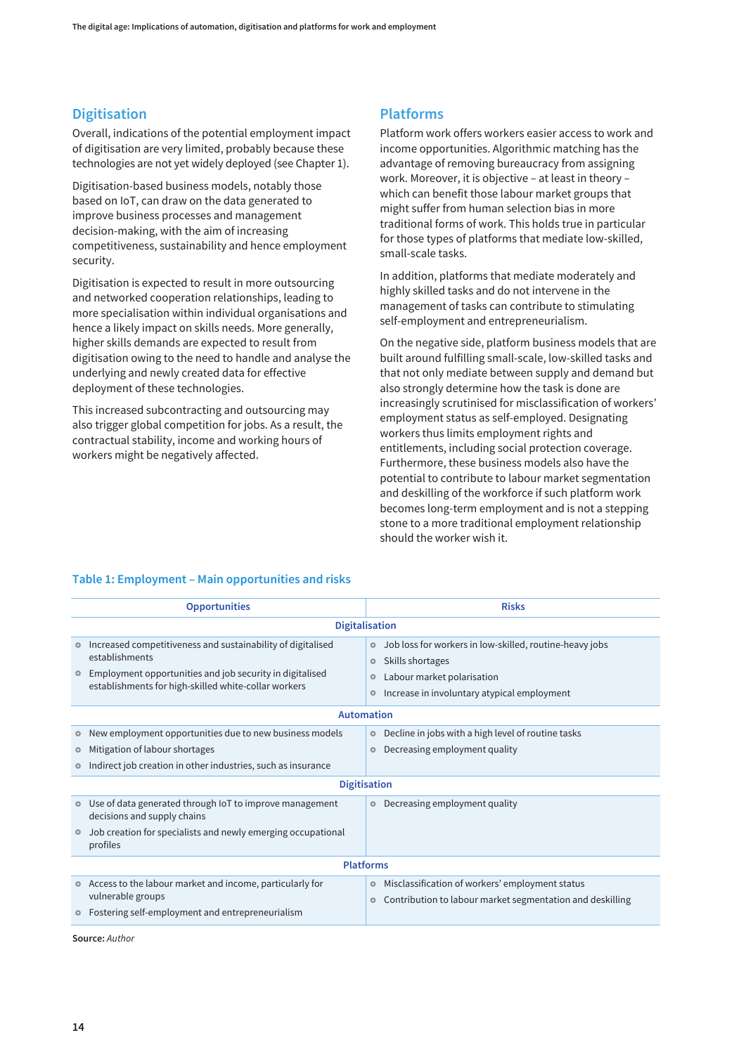## Digitisation

Overall, indications of the potential employment impact of digitisation are very limited, probably because these technologies are not yet widely deployed (see Chapter 1).

Digitisation-based business models, notably those based on IoT, can draw on the data generated to improve business processes and management decision-making, with the aim of increasing competitiveness, sustainability and hence employment security.

Digitisation is expected to result in more outsourcing and networked cooperation relationships, leading to more specialisation within individual organisations and hence a likely impact on skills needs. More generally, higher skills demands are expected to result from digitisation owing to the need to handle and analyse the underlying and newly created data for effective deployment of these technologies.

This increased subcontracting and outsourcing may also trigger global competition for jobs. As a result, the contractual stability, income and working hours of workers might be negatively affected.

## Platforms

Platform work offers workers easier access to work and income opportunities. Algorithmic matching has the advantage of removing bureaucracy from assigning work. Moreover, it is objective – at least in theory – which can benefit those labour market groups that might suffer from human selection bias in more traditional forms of work. This holds true in particular for those types of platforms that mediate low-skilled, small-scale tasks.

In addition, platforms that mediate moderately and highly skilled tasks and do not intervene in the management of tasks can contribute to stimulating self-employment and entrepreneurialism.

On the negative side, platform business models that are built around fulfilling small-scale, low-skilled tasks and that not only mediate between supply and demand but also strongly determine how the task is done are increasingly scrutinised for misclassification of workers' employment status as self-employed. Designating workers thus limits employment rights and entitlements, including social protection coverage. Furthermore, these business models also have the potential to contribute to labour market segmentation and deskilling of the workforce if such platform work becomes long-term employment and is not a stepping stone to a more traditional employment relationship should the worker wish it.

### Table 1: Employment – Main opportunities and risks

| Opportunities | Risks |
|---|---|
| **Digitalisation** | |
| • Increased competitiveness and sustainability of digitalised establishments<br>• Employment opportunities and job security in digitalised establishments for high-skilled white-collar workers | • Job loss for workers in low-skilled, routine-heavy jobs<br>• Skills shortages<br>• Labour market polarisation<br>• Increase in involuntary atypical employment |
| **Automation** | |
| • New employment opportunities due to new business models<br>• Mitigation of labour shortages<br>• Indirect job creation in other industries, such as insurance | • Decline in jobs with a high level of routine tasks<br>• Decreasing employment quality |
| **Digitisation** | |
| • Use of data generated through IoT to improve management decisions and supply chains<br>• Job creation for specialists and newly emerging occupational profiles | • Decreasing employment quality |
| **Platforms** | |
| • Access to the labour market and income, particularly for vulnerable groups<br>• Fostering self-employment and entrepreneurialism | • Misclassification of workers' employment status<br>• Contribution to labour market segmentation and deskilling |

**Source:** *Author*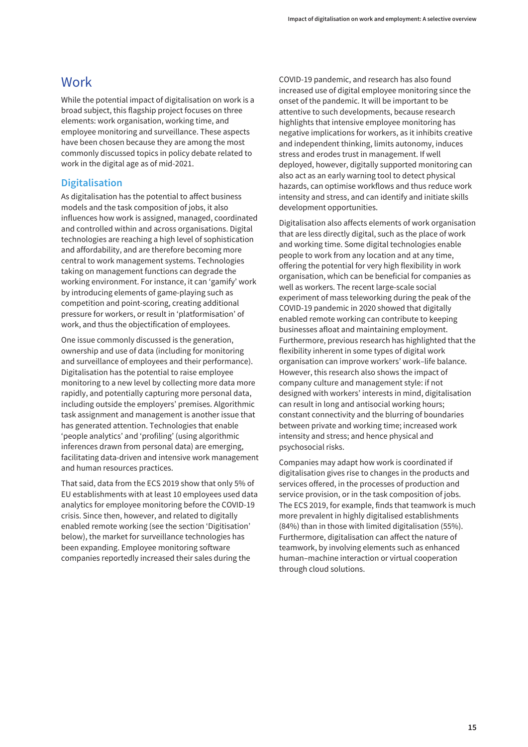# Work

While the potential impact of digitalisation on work is a broad subject, this flagship project focuses on three elements: work organisation, working time, and employee monitoring and surveillance. These aspects have been chosen because they are among the most commonly discussed topics in policy debate related to work in the digital age as of mid-2021.

## Digitalisation

As digitalisation has the potential to affect business models and the task composition of jobs, it also influences how work is assigned, managed, coordinated and controlled within and across organisations. Digital technologies are reaching a high level of sophistication and affordability, and are therefore becoming more central to work management systems. Technologies taking on management functions can degrade the working environment. For instance, it can 'gamify' work by introducing elements of game-playing such as competition and point-scoring, creating additional pressure for workers, or result in 'platformisation' of work, and thus the objectification of employees.

One issue commonly discussed is the generation, ownership and use of data (including for monitoring and surveillance of employees and their performance). Digitalisation has the potential to raise employee monitoring to a new level by collecting more data more rapidly, and potentially capturing more personal data, including outside the employers' premises. Algorithmic task assignment and management is another issue that has generated attention. Technologies that enable 'people analytics' and 'profiling' (using algorithmic inferences drawn from personal data) are emerging, facilitating data-driven and intensive work management and human resources practices.

That said, data from the ECS 2019 show that only 5% of EU establishments with at least 10 employees used data analytics for employee monitoring before the COVID-19 crisis. Since then, however, and related to digitally enabled remote working (see the section 'Digitisation' below), the market for surveillance technologies has been expanding. Employee monitoring software companies reportedly increased their sales during the COVID-19 pandemic, and research has also found increased use of digital employee monitoring since the onset of the pandemic. It will be important to be attentive to such developments, because research highlights that intensive employee monitoring has negative implications for workers, as it inhibits creative and independent thinking, limits autonomy, induces stress and erodes trust in management. If well deployed, however, digitally supported monitoring can also act as an early warning tool to detect physical hazards, can optimise workflows and thus reduce work intensity and stress, and can identify and initiate skills development opportunities.

Digitalisation also affects elements of work organisation that are less directly digital, such as the place of work and working time. Some digital technologies enable people to work from any location and at any time, offering the potential for very high flexibility in work organisation, which can be beneficial for companies as well as workers. The recent large-scale social experiment of mass teleworking during the peak of the COVID-19 pandemic in 2020 showed that digitally enabled remote working can contribute to keeping businesses afloat and maintaining employment. Furthermore, previous research has highlighted that the flexibility inherent in some types of digital work organisation can improve workers' work–life balance. However, this research also shows the impact of company culture and management style: if not designed with workers' interests in mind, digitalisation can result in long and antisocial working hours; constant connectivity and the blurring of boundaries between private and working time; increased work intensity and stress; and hence physical and psychosocial risks.

Companies may adapt how work is coordinated if digitalisation gives rise to changes in the products and services offered, in the processes of production and service provision, or in the task composition of jobs. The ECS 2019, for example, finds that teamwork is much more prevalent in highly digitalised establishments (84%) than in those with limited digitalisation (55%). Furthermore, digitalisation can affect the nature of teamwork, by involving elements such as enhanced human–machine interaction or virtual cooperation through cloud solutions.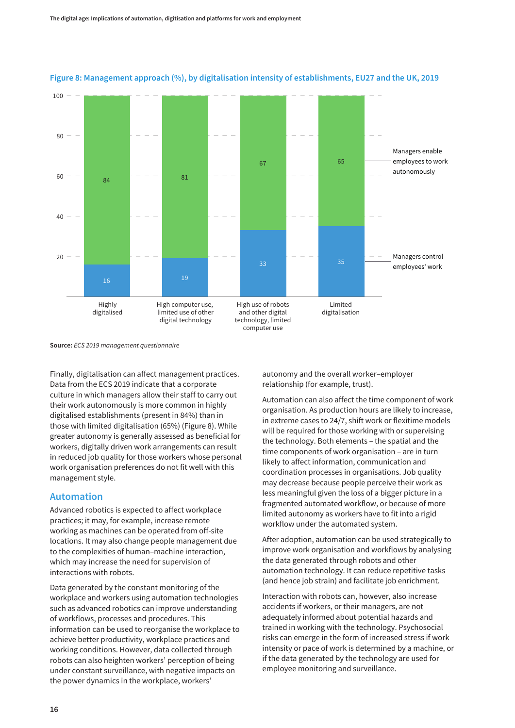**Figure 8: Management approach (%), by digitalisation intensity of establishments, EU27 and the UK, 2019**

| | Highly digitalised | High computer use, limited use of other digital technology | High use of robots and other digital technology, limited computer use | Limited digitalisation |
|---|---|---|---|---|
| Managers enable employees to work autonomously | 84 | 81 | 67 | 65 |
| Managers control employees' work | 16 | 19 | 33 | 35 |

**Source:** *ECS 2019 management questionnaire*

Finally, digitalisation can affect management practices. Data from the ECS 2019 indicate that a corporate culture in which managers allow their staff to carry out their work autonomously is more common in highly digitalised establishments (present in 84%) than in those with limited digitalisation (65%) (Figure 8). While greater autonomy is generally assessed as beneficial for workers, digitally driven work arrangements can result in reduced job quality for those workers whose personal work organisation preferences do not fit well with this management style.

## Automation

Advanced robotics is expected to affect workplace practices; it may, for example, increase remote working as machines can be operated from off-site locations. It may also change people management due to the complexities of human–machine interaction, which may increase the need for supervision of interactions with robots.

Data generated by the constant monitoring of the workplace and workers using automation technologies such as advanced robotics can improve understanding of workflows, processes and procedures. This information can be used to reorganise the workplace to achieve better productivity, workplace practices and working conditions. However, data collected through robots can also heighten workers' perception of being under constant surveillance, with negative impacts on the power dynamics in the workplace, workers' autonomy and the overall worker–employer relationship (for example, trust).

Automation can also affect the time component of work organisation. As production hours are likely to increase, in extreme cases to 24/7, shift work or flexitime models will be required for those working with or supervising the technology. Both elements – the spatial and the time components of work organisation – are in turn likely to affect information, communication and coordination processes in organisations. Job quality may decrease because people perceive their work as less meaningful given the loss of a bigger picture in a fragmented automated workflow, or because of more limited autonomy as workers have to fit into a rigid workflow under the automated system.

After adoption, automation can be used strategically to improve work organisation and workflows by analysing the data generated through robots and other automation technology. It can reduce repetitive tasks (and hence job strain) and facilitate job enrichment.

Interaction with robots can, however, also increase accidents if workers, or their managers, are not adequately informed about potential hazards and trained in working with the technology. Psychosocial risks can emerge in the form of increased stress if work intensity or pace of work is determined by a machine, or if the data generated by the technology are used for employee monitoring and surveillance.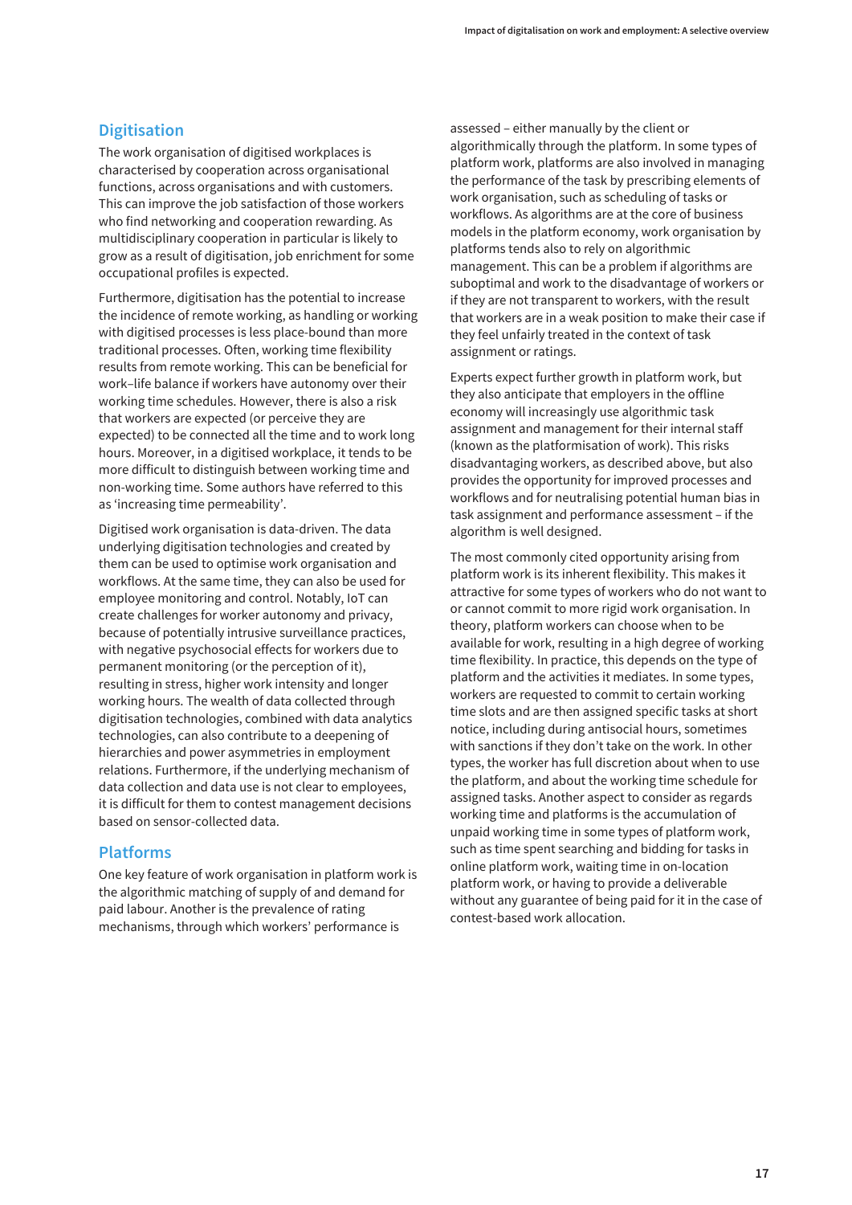## Digitisation

The work organisation of digitised workplaces is characterised by cooperation across organisational functions, across organisations and with customers. This can improve the job satisfaction of those workers who find networking and cooperation rewarding. As multidisciplinary cooperation in particular is likely to grow as a result of digitisation, job enrichment for some occupational profiles is expected.

Furthermore, digitisation has the potential to increase the incidence of remote working, as handling or working with digitised processes is less place-bound than more traditional processes. Often, working time flexibility results from remote working. This can be beneficial for work–life balance if workers have autonomy over their working time schedules. However, there is also a risk that workers are expected (or perceive they are expected) to be connected all the time and to work long hours. Moreover, in a digitised workplace, it tends to be more difficult to distinguish between working time and non-working time. Some authors have referred to this as 'increasing time permeability'.

Digitised work organisation is data-driven. The data underlying digitisation technologies and created by them can be used to optimise work organisation and workflows. At the same time, they can also be used for employee monitoring and control. Notably, IoT can create challenges for worker autonomy and privacy, because of potentially intrusive surveillance practices, with negative psychosocial effects for workers due to permanent monitoring (or the perception of it), resulting in stress, higher work intensity and longer working hours. The wealth of data collected through digitisation technologies, combined with data analytics technologies, can also contribute to a deepening of hierarchies and power asymmetries in employment relations. Furthermore, if the underlying mechanism of data collection and data use is not clear to employees, it is difficult for them to contest management decisions based on sensor-collected data.

## Platforms

One key feature of work organisation in platform work is the algorithmic matching of supply of and demand for paid labour. Another is the prevalence of rating mechanisms, through which workers' performance is assessed – either manually by the client or algorithmically through the platform. In some types of platform work, platforms are also involved in managing the performance of the task by prescribing elements of work organisation, such as scheduling of tasks or workflows. As algorithms are at the core of business models in the platform economy, work organisation by platforms tends also to rely on algorithmic management. This can be a problem if algorithms are suboptimal and work to the disadvantage of workers or if they are not transparent to workers, with the result that workers are in a weak position to make their case if they feel unfairly treated in the context of task assignment or ratings.

Experts expect further growth in platform work, but they also anticipate that employers in the offline economy will increasingly use algorithmic task assignment and management for their internal staff (known as the platformisation of work). This risks disadvantaging workers, as described above, but also provides the opportunity for improved processes and workflows and for neutralising potential human bias in task assignment and performance assessment – if the algorithm is well designed.

The most commonly cited opportunity arising from platform work is its inherent flexibility. This makes it attractive for some types of workers who do not want to or cannot commit to more rigid work organisation. In theory, platform workers can choose when to be available for work, resulting in a high degree of working time flexibility. In practice, this depends on the type of platform and the activities it mediates. In some types, workers are requested to commit to certain working time slots and are then assigned specific tasks at short notice, including during antisocial hours, sometimes with sanctions if they don't take on the work. In other types, the worker has full discretion about when to use the platform, and about the working time schedule for assigned tasks. Another aspect to consider as regards working time and platforms is the accumulation of unpaid working time in some types of platform work, such as time spent searching and bidding for tasks in online platform work, waiting time in on-location platform work, or having to provide a deliverable without any guarantee of being paid for it in the case of contest-based work allocation.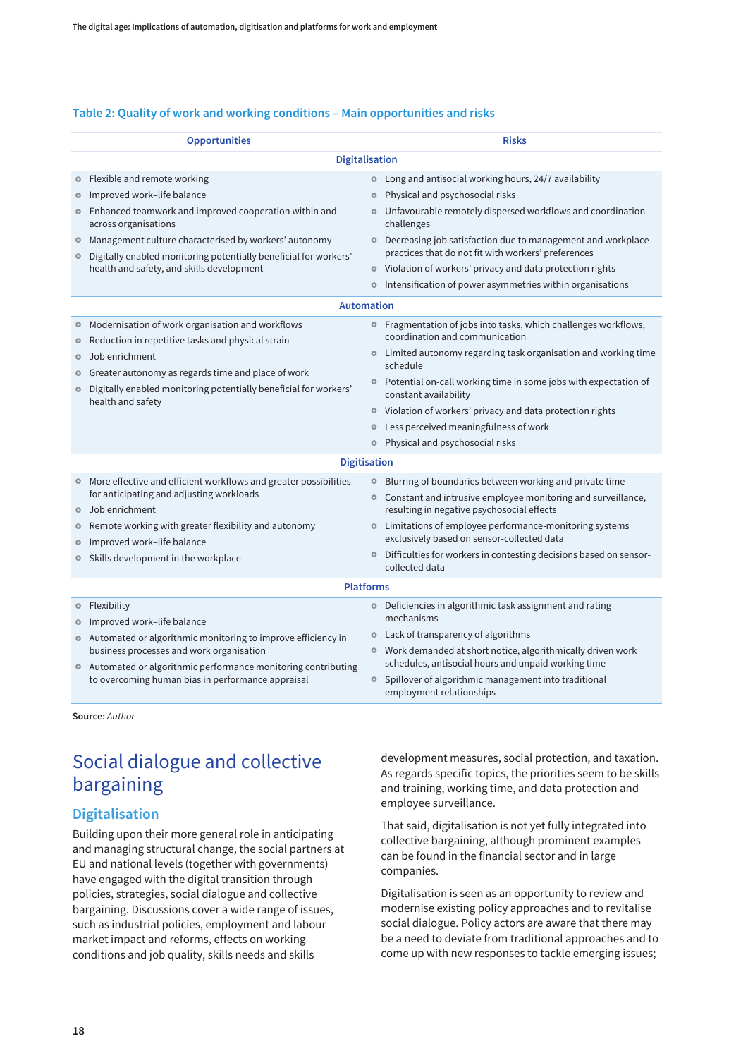**Table 2: Quality of work and working conditions – Main opportunities and risks**

| Opportunities | Risks |
|---|---|
| **Digitalisation** | |
| • Flexible and remote working<br>• Improved work–life balance<br>• Enhanced teamwork and improved cooperation within and across organisations<br>• Management culture characterised by workers' autonomy<br>• Digitally enabled monitoring potentially beneficial for workers' health and safety, and skills development | • Long and antisocial working hours, 24/7 availability<br>• Physical and psychosocial risks<br>• Unfavourable remotely dispersed workflows and coordination challenges<br>• Decreasing job satisfaction due to management and workplace practices that do not fit with workers' preferences<br>• Violation of workers' privacy and data protection rights<br>• Intensification of power asymmetries within organisations |
| **Automation** | |
| • Modernisation of work organisation and workflows<br>• Reduction in repetitive tasks and physical strain<br>• Job enrichment<br>• Greater autonomy as regards time and place of work<br>• Digitally enabled monitoring potentially beneficial for workers' health and safety | • Fragmentation of jobs into tasks, which challenges workflows, coordination and communication<br>• Limited autonomy regarding task organisation and working time schedule<br>• Potential on-call working time in some jobs with expectation of constant availability<br>• Violation of workers' privacy and data protection rights<br>• Less perceived meaningfulness of work<br>• Physical and psychosocial risks |
| **Digitisation** | |
| • More effective and efficient workflows and greater possibilities for anticipating and adjusting workloads<br>• Job enrichment<br>• Remote working with greater flexibility and autonomy<br>• Improved work–life balance<br>• Skills development in the workplace | • Blurring of boundaries between working and private time<br>• Constant and intrusive employee monitoring and surveillance, resulting in negative psychosocial effects<br>• Limitations of employee performance-monitoring systems exclusively based on sensor-collected data<br>• Difficulties for workers in contesting decisions based on sensor-collected data |
| **Platforms** | |
| • Flexibility<br>• Improved work–life balance<br>• Automated or algorithmic monitoring to improve efficiency in business processes and work organisation<br>• Automated or algorithmic performance monitoring contributing to overcoming human bias in performance appraisal | • Deficiencies in algorithmic task assignment and rating mechanisms<br>• Lack of transparency of algorithms<br>• Work demanded at short notice, algorithmically driven work schedules, antisocial hours and unpaid working time<br>• Spillover of algorithmic management into traditional employment relationships |

**Source:** *Author*

# Social dialogue and collective bargaining

## Digitalisation

Building upon their more general role in anticipating and managing structural change, the social partners at EU and national levels (together with governments) have engaged with the digital transition through policies, strategies, social dialogue and collective bargaining. Discussions cover a wide range of issues, such as industrial policies, employment and labour market impact and reforms, effects on working conditions and job quality, skills needs and skills development measures, social protection, and taxation. As regards specific topics, the priorities seem to be skills and training, working time, and data protection and employee surveillance.

That said, digitalisation is not yet fully integrated into collective bargaining, although prominent examples can be found in the financial sector and in large companies.

Digitalisation is seen as an opportunity to review and modernise existing policy approaches and to revitalise social dialogue. Policy actors are aware that there may be a need to deviate from traditional approaches and to come up with new responses to tackle emerging issues;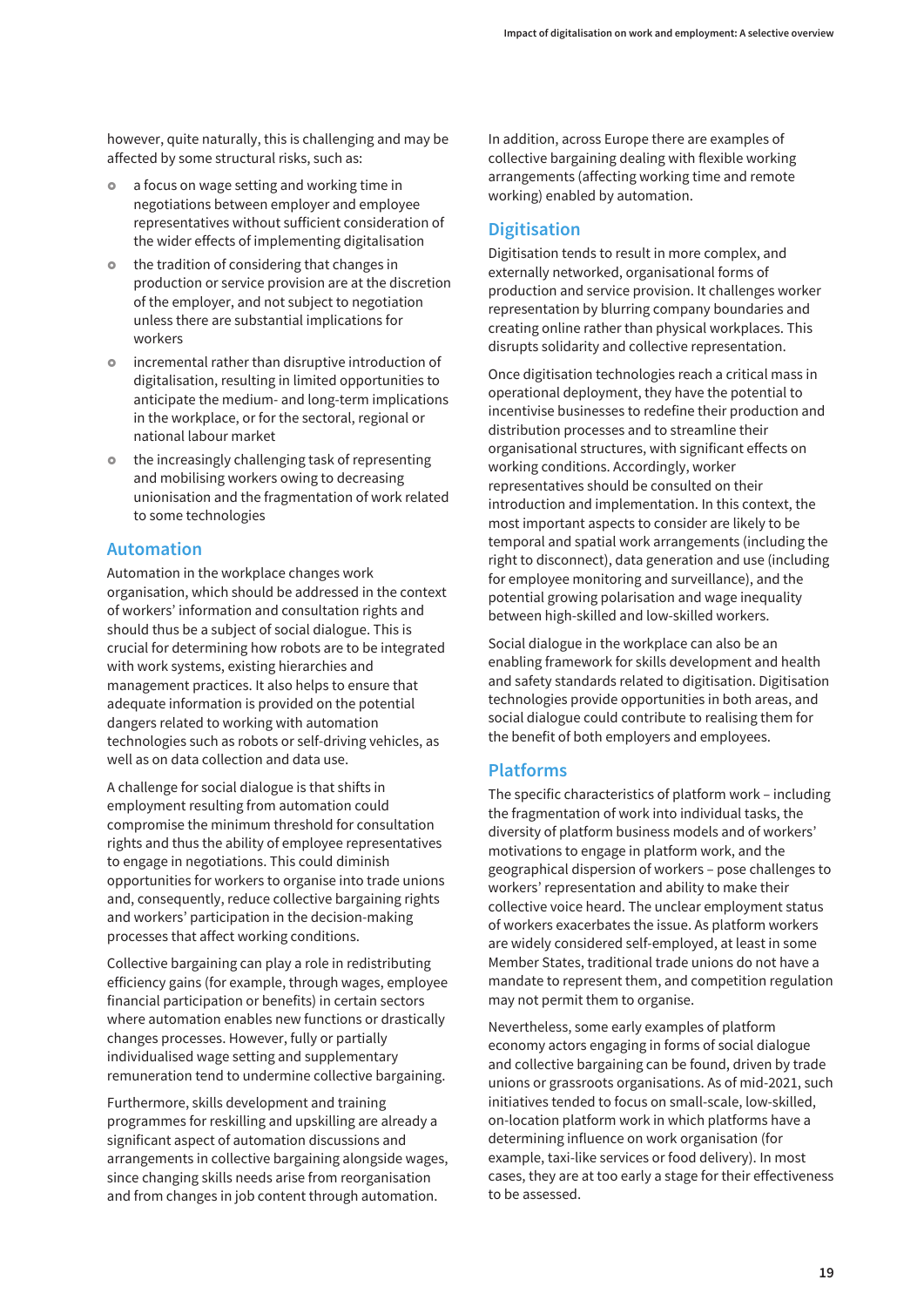however, quite naturally, this is challenging and may be affected by some structural risks, such as:

- a focus on wage setting and working time in negotiations between employer and employee representatives without sufficient consideration of the wider effects of implementing digitalisation
- the tradition of considering that changes in production or service provision are at the discretion of the employer, and not subject to negotiation unless there are substantial implications for workers
- incremental rather than disruptive introduction of digitalisation, resulting in limited opportunities to anticipate the medium- and long-term implications in the workplace, or for the sectoral, regional or national labour market
- the increasingly challenging task of representing and mobilising workers owing to decreasing unionisation and the fragmentation of work related to some technologies

## Automation

Automation in the workplace changes work organisation, which should be addressed in the context of workers' information and consultation rights and should thus be a subject of social dialogue. This is crucial for determining how robots are to be integrated with work systems, existing hierarchies and management practices. It also helps to ensure that adequate information is provided on the potential dangers related to working with automation technologies such as robots or self-driving vehicles, as well as on data collection and data use.

A challenge for social dialogue is that shifts in employment resulting from automation could compromise the minimum threshold for consultation rights and thus the ability of employee representatives to engage in negotiations. This could diminish opportunities for workers to organise into trade unions and, consequently, reduce collective bargaining rights and workers' participation in the decision-making processes that affect working conditions.

Collective bargaining can play a role in redistributing efficiency gains (for example, through wages, employee financial participation or benefits) in certain sectors where automation enables new functions or drastically changes processes. However, fully or partially individualised wage setting and supplementary remuneration tend to undermine collective bargaining.

Furthermore, skills development and training programmes for reskilling and upskilling are already a significant aspect of automation discussions and arrangements in collective bargaining alongside wages, since changing skills needs arise from reorganisation and from changes in job content through automation.

In addition, across Europe there are examples of collective bargaining dealing with flexible working arrangements (affecting working time and remote working) enabled by automation.

## Digitisation

Digitisation tends to result in more complex, and externally networked, organisational forms of production and service provision. It challenges worker representation by blurring company boundaries and creating online rather than physical workplaces. This disrupts solidarity and collective representation.

Once digitisation technologies reach a critical mass in operational deployment, they have the potential to incentivise businesses to redefine their production and distribution processes and to streamline their organisational structures, with significant effects on working conditions. Accordingly, worker representatives should be consulted on their introduction and implementation. In this context, the most important aspects to consider are likely to be temporal and spatial work arrangements (including the right to disconnect), data generation and use (including for employee monitoring and surveillance), and the potential growing polarisation and wage inequality between high-skilled and low-skilled workers.

Social dialogue in the workplace can also be an enabling framework for skills development and health and safety standards related to digitisation. Digitisation technologies provide opportunities in both areas, and social dialogue could contribute to realising them for the benefit of both employers and employees.

## Platforms

The specific characteristics of platform work – including the fragmentation of work into individual tasks, the diversity of platform business models and of workers' motivations to engage in platform work, and the geographical dispersion of workers – pose challenges to workers' representation and ability to make their collective voice heard. The unclear employment status of workers exacerbates the issue. As platform workers are widely considered self-employed, at least in some Member States, traditional trade unions do not have a mandate to represent them, and competition regulation may not permit them to organise.

Nevertheless, some early examples of platform economy actors engaging in forms of social dialogue and collective bargaining can be found, driven by trade unions or grassroots organisations. As of mid-2021, such initiatives tended to focus on small-scale, low-skilled, on-location platform work in which platforms have a determining influence on work organisation (for example, taxi-like services or food delivery). In most cases, they are at too early a stage for their effectiveness to be assessed.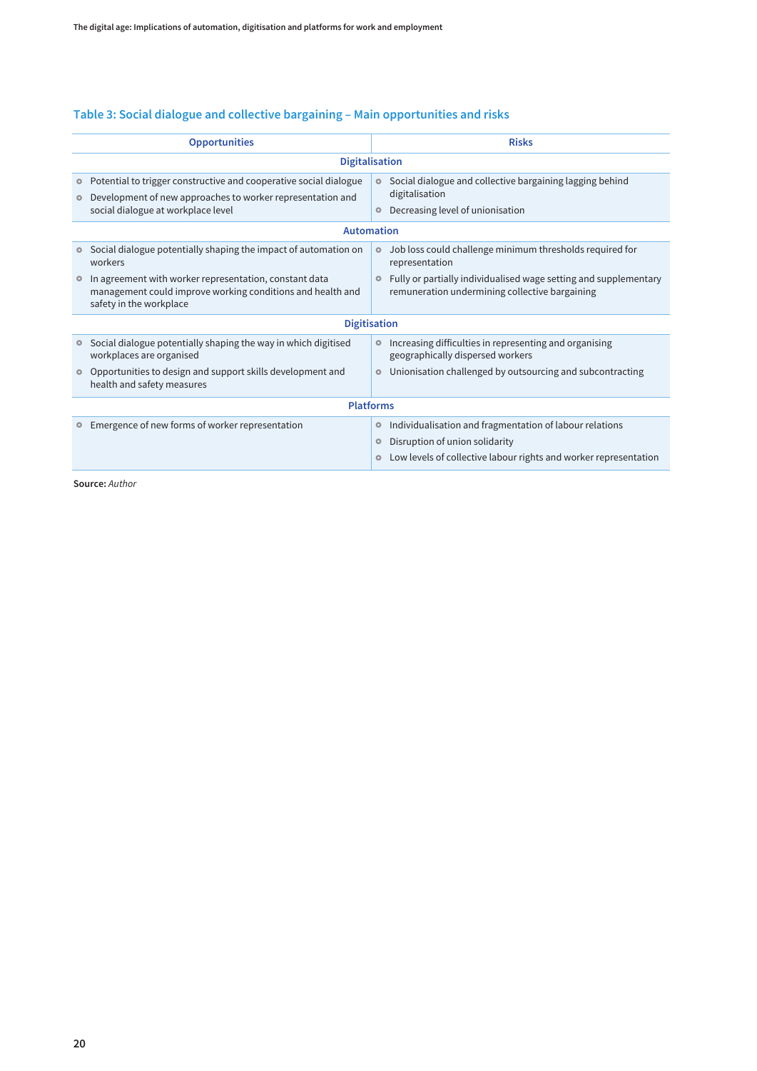### Table 3: Social dialogue and collective bargaining – Main opportunities and risks

| Opportunities | Risks |
|---|---|
| **Digitalisation** | |
| • Potential to trigger constructive and cooperative social dialogue<br>• Development of new approaches to worker representation and social dialogue at workplace level | • Social dialogue and collective bargaining lagging behind digitalisation<br>• Decreasing level of unionisation |
| **Automation** | |
| • Social dialogue potentially shaping the impact of automation on workers<br>• In agreement with worker representation, constant data management could improve working conditions and health and safety in the workplace | • Job loss could challenge minimum thresholds required for representation<br>• Fully or partially individualised wage setting and supplementary remuneration undermining collective bargaining |
| **Digitisation** | |
| • Social dialogue potentially shaping the way in which digitised workplaces are organised<br>• Opportunities to design and support skills development and health and safety measures | • Increasing difficulties in representing and organising geographically dispersed workers<br>• Unionisation challenged by outsourcing and subcontracting |
| **Platforms** | |
| • Emergence of new forms of worker representation | • Individualisation and fragmentation of labour relations<br>• Disruption of union solidarity<br>• Low levels of collective labour rights and worker representation |

**Source:** *Author*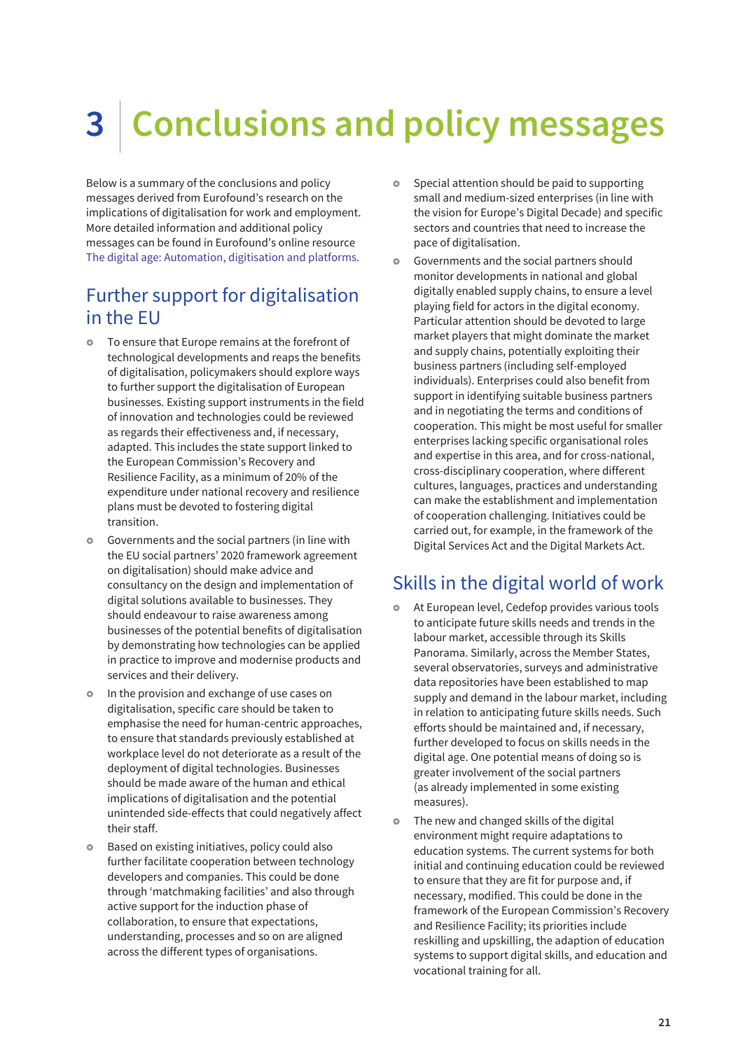# 3 Conclusions and policy messages

Below is a summary of the conclusions and policy messages derived from Eurofound's research on the implications of digitalisation for work and employment. More detailed information and additional policy messages can be found in Eurofound's online resource The digital age: Automation, digitisation and platforms.

## Further support for digitalisation in the EU

- To ensure that Europe remains at the forefront of technological developments and reaps the benefits of digitalisation, policymakers should explore ways to further support the digitalisation of European businesses. Existing support instruments in the field of innovation and technologies could be reviewed as regards their effectiveness and, if necessary, adapted. This includes the state support linked to the European Commission's Recovery and Resilience Facility, as a minimum of 20% of the expenditure under national recovery and resilience plans must be devoted to fostering digital transition.
- Governments and the social partners (in line with the EU social partners' 2020 framework agreement on digitalisation) should make advice and consultancy on the design and implementation of digital solutions available to businesses. They should endeavour to raise awareness among businesses of the potential benefits of digitalisation by demonstrating how technologies can be applied in practice to improve and modernise products and services and their delivery.
- In the provision and exchange of use cases on digitalisation, specific care should be taken to emphasise the need for human-centric approaches, to ensure that standards previously established at workplace level do not deteriorate as a result of the deployment of digital technologies. Businesses should be made aware of the human and ethical implications of digitalisation and the potential unintended side-effects that could negatively affect their staff.
- Based on existing initiatives, policy could also further facilitate cooperation between technology developers and companies. This could be done through 'matchmaking facilities' and also through active support for the induction phase of collaboration, to ensure that expectations, understanding, processes and so on are aligned across the different types of organisations.
- Special attention should be paid to supporting small and medium-sized enterprises (in line with the vision for Europe's Digital Decade) and specific sectors and countries that need to increase the pace of digitalisation.
- Governments and the social partners should monitor developments in national and global digitally enabled supply chains, to ensure a level playing field for actors in the digital economy. Particular attention should be devoted to large market players that might dominate the market and supply chains, potentially exploiting their business partners (including self-employed individuals). Enterprises could also benefit from support in identifying suitable business partners and in negotiating the terms and conditions of cooperation. This might be most useful for smaller enterprises lacking specific organisational roles and expertise in this area, and for cross-national, cross-disciplinary cooperation, where different cultures, languages, practices and understanding can make the establishment and implementation of cooperation challenging. Initiatives could be carried out, for example, in the framework of the Digital Services Act and the Digital Markets Act.

## Skills in the digital world of work

- At European level, Cedefop provides various tools to anticipate future skills needs and trends in the labour market, accessible through its Skills Panorama. Similarly, across the Member States, several observatories, surveys and administrative data repositories have been established to map supply and demand in the labour market, including in relation to anticipating future skills needs. Such efforts should be maintained and, if necessary, further developed to focus on skills needs in the digital age. One potential means of doing so is greater involvement of the social partners (as already implemented in some existing measures).
- The new and changed skills of the digital environment might require adaptations to education systems. The current systems for both initial and continuing education could be reviewed to ensure that they are fit for purpose and, if necessary, modified. This could be done in the framework of the European Commission's Recovery and Resilience Facility; its priorities include reskilling and upskilling, the adaption of education systems to support digital skills, and education and vocational training for all.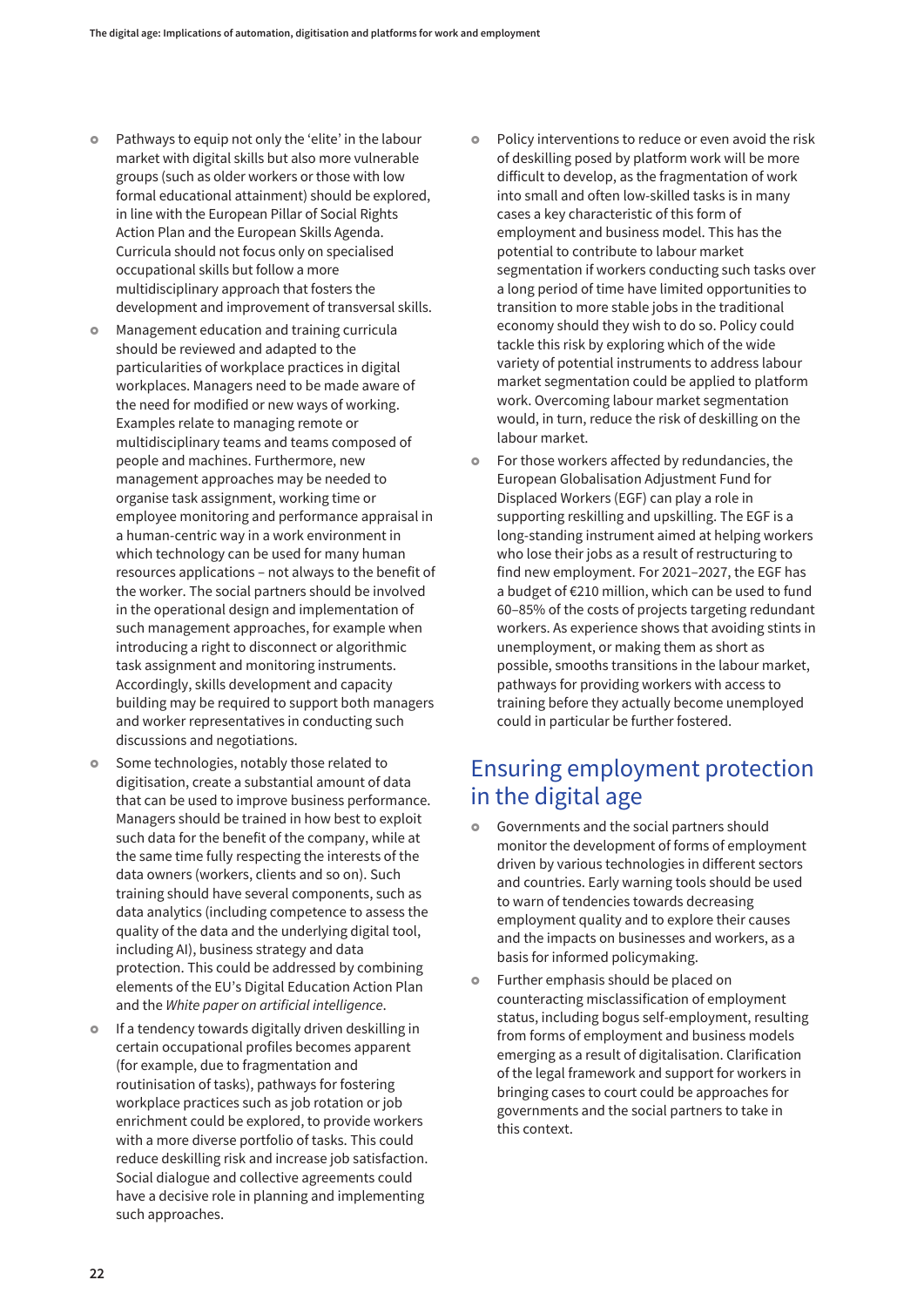- Pathways to equip not only the 'elite' in the labour market with digital skills but also more vulnerable groups (such as older workers or those with low formal educational attainment) should be explored, in line with the European Pillar of Social Rights Action Plan and the European Skills Agenda. Curricula should not focus only on specialised occupational skills but follow a more multidisciplinary approach that fosters the development and improvement of transversal skills.
- Management education and training curricula should be reviewed and adapted to the particularities of workplace practices in digital workplaces. Managers need to be made aware of the need for modified or new ways of working. Examples relate to managing remote or multidisciplinary teams and teams composed of people and machines. Furthermore, new management approaches may be needed to organise task assignment, working time or employee monitoring and performance appraisal in a human-centric way in a work environment in which technology can be used for many human resources applications – not always to the benefit of the worker. The social partners should be involved in the operational design and implementation of such management approaches, for example when introducing a right to disconnect or algorithmic task assignment and monitoring instruments. Accordingly, skills development and capacity building may be required to support both managers and worker representatives in conducting such discussions and negotiations.
- Some technologies, notably those related to digitisation, create a substantial amount of data that can be used to improve business performance. Managers should be trained in how best to exploit such data for the benefit of the company, while at the same time fully respecting the interests of the data owners (workers, clients and so on). Such training should have several components, such as data analytics (including competence to assess the quality of the data and the underlying digital tool, including AI), business strategy and data protection. This could be addressed by combining elements of the EU's Digital Education Action Plan and the *White paper on artificial intelligence*.
- If a tendency towards digitally driven deskilling in certain occupational profiles becomes apparent (for example, due to fragmentation and routinisation of tasks), pathways for fostering workplace practices such as job rotation or job enrichment could be explored, to provide workers with a more diverse portfolio of tasks. This could reduce deskilling risk and increase job satisfaction. Social dialogue and collective agreements could have a decisive role in planning and implementing such approaches.
- Policy interventions to reduce or even avoid the risk of deskilling posed by platform work will be more difficult to develop, as the fragmentation of work into small and often low-skilled tasks is in many cases a key characteristic of this form of employment and business model. This has the potential to contribute to labour market segmentation if workers conducting such tasks over a long period of time have limited opportunities to transition to more stable jobs in the traditional economy should they wish to do so. Policy could tackle this risk by exploring which of the wide variety of potential instruments to address labour market segmentation could be applied to platform work. Overcoming labour market segmentation would, in turn, reduce the risk of deskilling on the labour market.
- For those workers affected by redundancies, the European Globalisation Adjustment Fund for Displaced Workers (EGF) can play a role in supporting reskilling and upskilling. The EGF is a long-standing instrument aimed at helping workers who lose their jobs as a result of restructuring to find new employment. For 2021–2027, the EGF has a budget of €210 million, which can be used to fund 60–85% of the costs of projects targeting redundant workers. As experience shows that avoiding stints in unemployment, or making them as short as possible, smooths transitions in the labour market, pathways for providing workers with access to training before they actually become unemployed could in particular be further fostered.

## Ensuring employment protection in the digital age

- Governments and the social partners should monitor the development of forms of employment driven by various technologies in different sectors and countries. Early warning tools should be used to warn of tendencies towards decreasing employment quality and to explore their causes and the impacts on businesses and workers, as a basis for informed policymaking.
- Further emphasis should be placed on counteracting misclassification of employment status, including bogus self-employment, resulting from forms of employment and business models emerging as a result of digitalisation. Clarification of the legal framework and support for workers in bringing cases to court could be approaches for governments and the social partners to take in this context.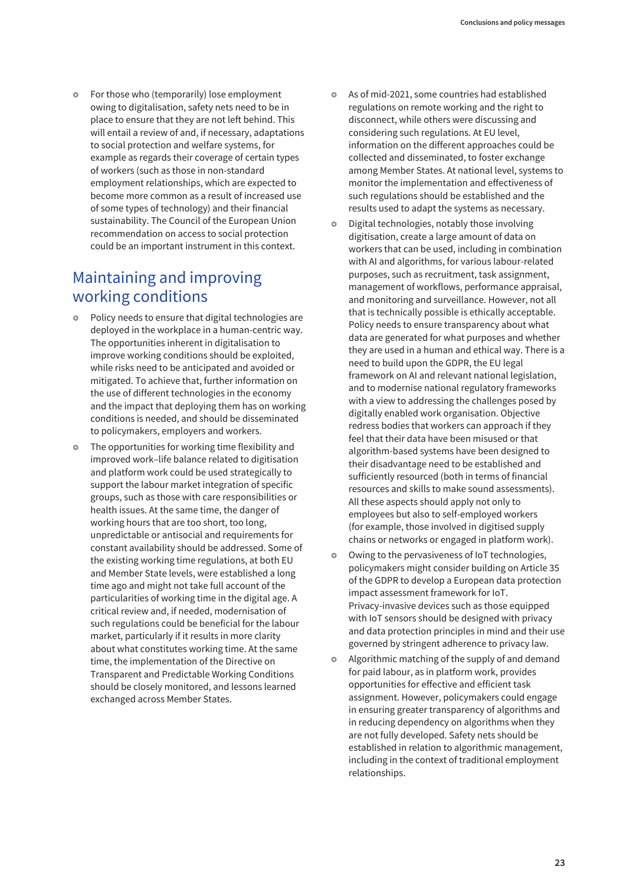- For those who (temporarily) lose employment owing to digitalisation, safety nets need to be in place to ensure that they are not left behind. This will entail a review of and, if necessary, adaptations to social protection and welfare systems, for example as regards their coverage of certain types of workers (such as those in non-standard employment relationships, which are expected to become more common as a result of increased use of some types of technology) and their financial sustainability. The Council of the European Union recommendation on access to social protection could be an important instrument in this context.

## Maintaining and improving working conditions

- Policy needs to ensure that digital technologies are deployed in the workplace in a human-centric way. The opportunities inherent in digitalisation to improve working conditions should be exploited, while risks need to be anticipated and avoided or mitigated. To achieve that, further information on the use of different technologies in the economy and the impact that deploying them has on working conditions is needed, and should be disseminated to policymakers, employers and workers.
- The opportunities for working time flexibility and improved work–life balance related to digitisation and platform work could be used strategically to support the labour market integration of specific groups, such as those with care responsibilities or health issues. At the same time, the danger of working hours that are too short, too long, unpredictable or antisocial and requirements for constant availability should be addressed. Some of the existing working time regulations, at both EU and Member State levels, were established a long time ago and might not take full account of the particularities of working time in the digital age. A critical review and, if needed, modernisation of such regulations could be beneficial for the labour market, particularly if it results in more clarity about what constitutes working time. At the same time, the implementation of the Directive on Transparent and Predictable Working Conditions should be closely monitored, and lessons learned exchanged across Member States.
- As of mid-2021, some countries had established regulations on remote working and the right to disconnect, while others were discussing and considering such regulations. At EU level, information on the different approaches could be collected and disseminated, to foster exchange among Member States. At national level, systems to monitor the implementation and effectiveness of such regulations should be established and the results used to adapt the systems as necessary.
- Digital technologies, notably those involving digitisation, create a large amount of data on workers that can be used, including in combination with AI and algorithms, for various labour-related purposes, such as recruitment, task assignment, management of workflows, performance appraisal, and monitoring and surveillance. However, not all that is technically possible is ethically acceptable. Policy needs to ensure transparency about what data are generated for what purposes and whether they are used in a human and ethical way. There is a need to build upon the GDPR, the EU legal framework on AI and relevant national legislation, and to modernise national regulatory frameworks with a view to addressing the challenges posed by digitally enabled work organisation. Objective redress bodies that workers can approach if they feel that their data have been misused or that algorithm-based systems have been designed to their disadvantage need to be established and sufficiently resourced (both in terms of financial resources and skills to make sound assessments). All these aspects should apply not only to employees but also to self-employed workers (for example, those involved in digitised supply chains or networks or engaged in platform work).
- Owing to the pervasiveness of IoT technologies, policymakers might consider building on Article 35 of the GDPR to develop a European data protection impact assessment framework for IoT. Privacy-invasive devices such as those equipped with IoT sensors should be designed with privacy and data protection principles in mind and their use governed by stringent adherence to privacy law.
- Algorithmic matching of the supply of and demand for paid labour, as in platform work, provides opportunities for effective and efficient task assignment. However, policymakers could engage in ensuring greater transparency of algorithms and in reducing dependency on algorithms when they are not fully developed. Safety nets should be established in relation to algorithmic management, including in the context of traditional employment relationships.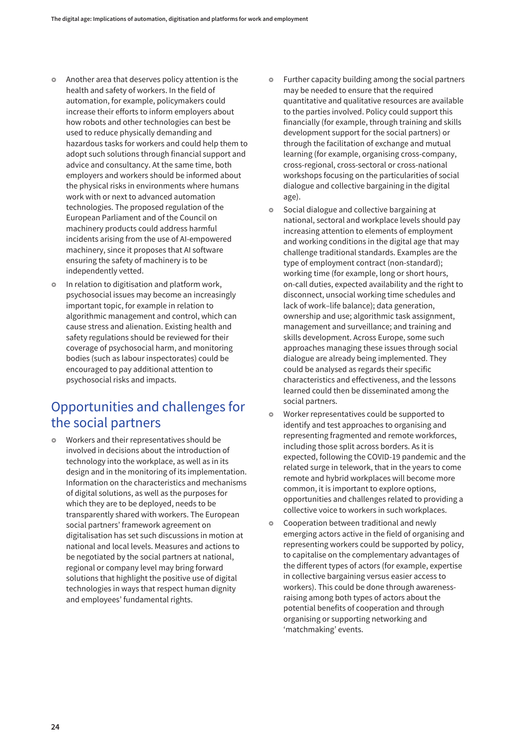- Another area that deserves policy attention is the health and safety of workers. In the field of automation, for example, policymakers could increase their efforts to inform employers about how robots and other technologies can best be used to reduce physically demanding and hazardous tasks for workers and could help them to adopt such solutions through financial support and advice and consultancy. At the same time, both employers and workers should be informed about the physical risks in environments where humans work with or next to advanced automation technologies. The proposed regulation of the European Parliament and of the Council on machinery products could address harmful incidents arising from the use of AI-empowered machinery, since it proposes that AI software ensuring the safety of machinery is to be independently vetted.
- In relation to digitisation and platform work, psychosocial issues may become an increasingly important topic, for example in relation to algorithmic management and control, which can cause stress and alienation. Existing health and safety regulations should be reviewed for their coverage of psychosocial harm, and monitoring bodies (such as labour inspectorates) could be encouraged to pay additional attention to psychosocial risks and impacts.

## Opportunities and challenges for the social partners

- Workers and their representatives should be involved in decisions about the introduction of technology into the workplace, as well as in its design and in the monitoring of its implementation. Information on the characteristics and mechanisms of digital solutions, as well as the purposes for which they are to be deployed, needs to be transparently shared with workers. The European social partners' framework agreement on digitalisation has set such discussions in motion at national and local levels. Measures and actions to be negotiated by the social partners at national, regional or company level may bring forward solutions that highlight the positive use of digital technologies in ways that respect human dignity and employees' fundamental rights.
- Further capacity building among the social partners may be needed to ensure that the required quantitative and qualitative resources are available to the parties involved. Policy could support this financially (for example, through training and skills development support for the social partners) or through the facilitation of exchange and mutual learning (for example, organising cross-company, cross-regional, cross-sectoral or cross-national workshops focusing on the particularities of social dialogue and collective bargaining in the digital age).
- Social dialogue and collective bargaining at national, sectoral and workplace levels should pay increasing attention to elements of employment and working conditions in the digital age that may challenge traditional standards. Examples are the type of employment contract (non-standard); working time (for example, long or short hours, on-call duties, expected availability and the right to disconnect, unsocial working time schedules and lack of work–life balance); data generation, ownership and use; algorithmic task assignment, management and surveillance; and training and skills development. Across Europe, some such approaches managing these issues through social dialogue are already being implemented. They could be analysed as regards their specific characteristics and effectiveness, and the lessons learned could then be disseminated among the social partners.
- Worker representatives could be supported to identify and test approaches to organising and representing fragmented and remote workforces, including those split across borders. As it is expected, following the COVID-19 pandemic and the related surge in telework, that in the years to come remote and hybrid workplaces will become more common, it is important to explore options, opportunities and challenges related to providing a collective voice to workers in such workplaces.
- Cooperation between traditional and newly emerging actors active in the field of organising and representing workers could be supported by policy, to capitalise on the complementary advantages of the different types of actors (for example, expertise in collective bargaining versus easier access to workers). This could be done through awareness-raising among both types of actors about the potential benefits of cooperation and through organising or supporting networking and 'matchmaking' events.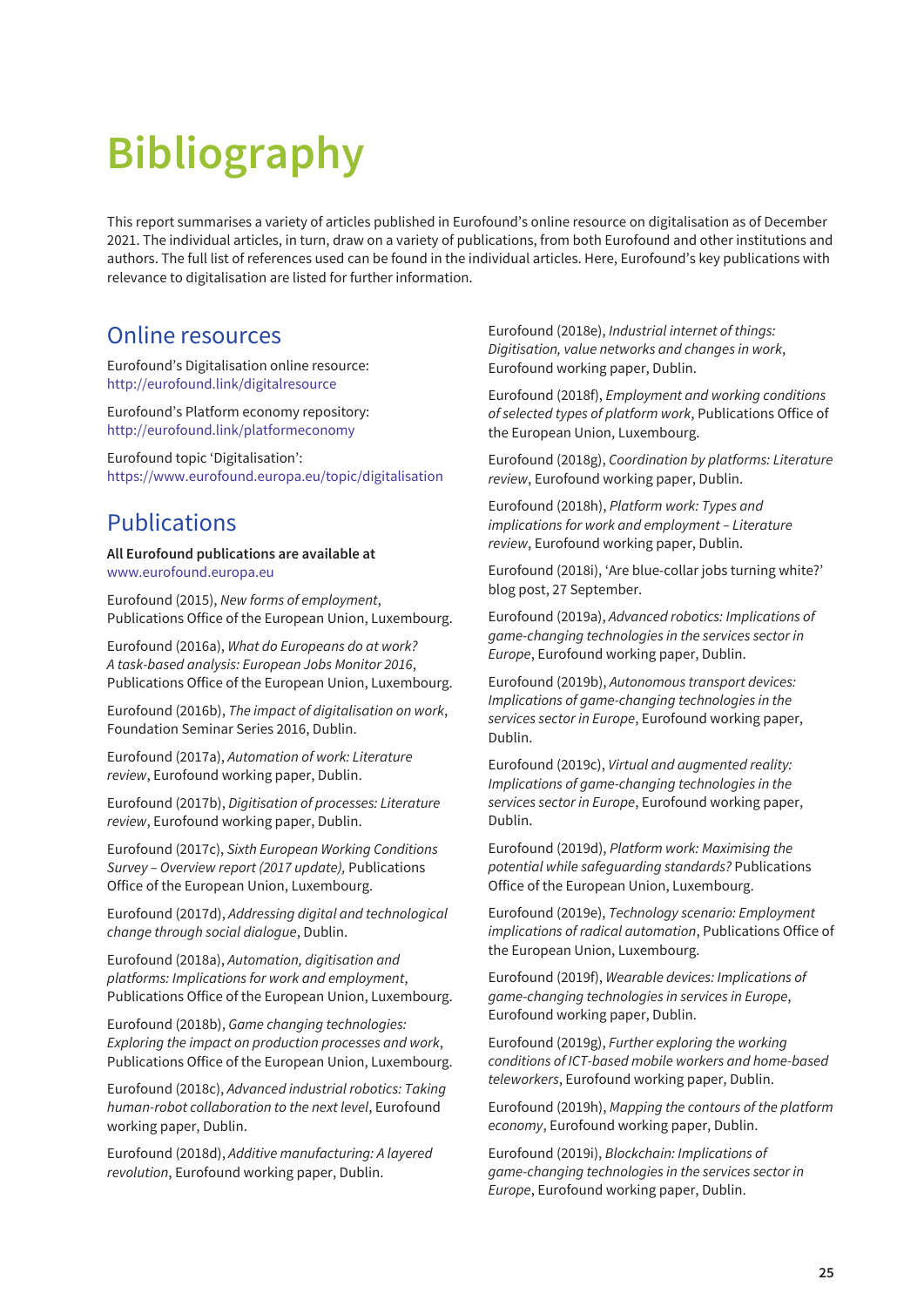# Bibliography

This report summarises a variety of articles published in Eurofound's online resource on digitalisation as of December 2021. The individual articles, in turn, draw on a variety of publications, from both Eurofound and other institutions and authors. The full list of references used can be found in the individual articles. Here, Eurofound's key publications with relevance to digitalisation are listed for further information.

## Online resources

Eurofound's Digitalisation online resource: http://eurofound.link/digitalresource

Eurofound's Platform economy repository: http://eurofound.link/platformeconomy

Eurofound topic 'Digitalisation': https://www.eurofound.europa.eu/topic/digitalisation

## Publications

**All Eurofound publications are available at** www.eurofound.europa.eu

Eurofound (2015), *New forms of employment*, Publications Office of the European Union, Luxembourg.

Eurofound (2016a), *What do Europeans do at work? A task-based analysis: European Jobs Monitor 2016*, Publications Office of the European Union, Luxembourg.

Eurofound (2016b), *The impact of digitalisation on work*, Foundation Seminar Series 2016, Dublin.

Eurofound (2017a), *Automation of work: Literature review*, Eurofound working paper, Dublin.

Eurofound (2017b), *Digitisation of processes: Literature review*, Eurofound working paper, Dublin.

Eurofound (2017c), *Sixth European Working Conditions Survey – Overview report (2017 update),* Publications Office of the European Union, Luxembourg.

Eurofound (2017d), *Addressing digital and technological change through social dialogue*, Dublin.

Eurofound (2018a), *Automation, digitisation and platforms: Implications for work and employment*, Publications Office of the European Union, Luxembourg.

Eurofound (2018b), *Game changing technologies: Exploring the impact on production processes and work*, Publications Office of the European Union, Luxembourg.

Eurofound (2018c), *Advanced industrial robotics: Taking human-robot collaboration to the next level*, Eurofound working paper, Dublin.

Eurofound (2018d), *Additive manufacturing: A layered revolution*, Eurofound working paper, Dublin.

Eurofound (2018e), *Industrial internet of things: Digitisation, value networks and changes in work*, Eurofound working paper, Dublin.

Eurofound (2018f), *Employment and working conditions of selected types of platform work*, Publications Office of the European Union, Luxembourg.

Eurofound (2018g), *Coordination by platforms: Literature review*, Eurofound working paper, Dublin.

Eurofound (2018h), *Platform work: Types and implications for work and employment – Literature review*, Eurofound working paper, Dublin.

Eurofound (2018i), 'Are blue-collar jobs turning white?' blog post, 27 September.

Eurofound (2019a), *Advanced robotics: Implications of game-changing technologies in the services sector in Europe*, Eurofound working paper, Dublin.

Eurofound (2019b), *Autonomous transport devices: Implications of game-changing technologies in the services sector in Europe*, Eurofound working paper, Dublin.

Eurofound (2019c), *Virtual and augmented reality: Implications of game-changing technologies in the services sector in Europe*, Eurofound working paper, Dublin.

Eurofound (2019d), *Platform work: Maximising the potential while safeguarding standards?* Publications Office of the European Union, Luxembourg.

Eurofound (2019e), *Technology scenario: Employment implications of radical automation*, Publications Office of the European Union, Luxembourg.

Eurofound (2019f), *Wearable devices: Implications of game-changing technologies in services in Europe*, Eurofound working paper, Dublin.

Eurofound (2019g), *Further exploring the working conditions of ICT-based mobile workers and home-based teleworkers*, Eurofound working paper, Dublin.

Eurofound (2019h), *Mapping the contours of the platform economy*, Eurofound working paper, Dublin.

Eurofound (2019i), *Blockchain: Implications of game-changing technologies in the services sector in Europe*, Eurofound working paper, Dublin.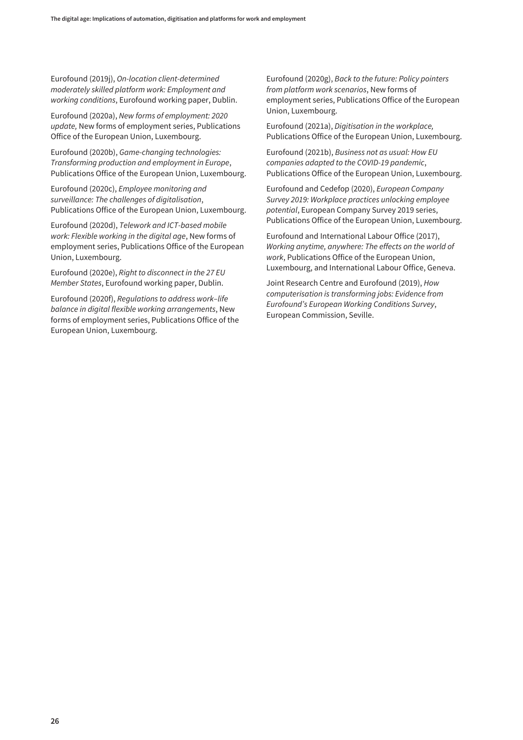Eurofound (2019j), *On-location client-determined moderately skilled platform work: Employment and working conditions*, Eurofound working paper, Dublin.

Eurofound (2020a), *New forms of employment: 2020 update,* New forms of employment series, Publications Office of the European Union, Luxembourg.

Eurofound (2020b), *Game-changing technologies: Transforming production and employment in Europe*, Publications Office of the European Union, Luxembourg.

Eurofound (2020c), *Employee monitoring and surveillance: The challenges of digitalisation*, Publications Office of the European Union, Luxembourg.

Eurofound (2020d), *Telework and ICT-based mobile work: Flexible working in the digital age*, New forms of employment series, Publications Office of the European Union, Luxembourg.

Eurofound (2020e), *Right to disconnect in the 27 EU Member States*, Eurofound working paper, Dublin.

Eurofound (2020f), *Regulations to address work–life balance in digital flexible working arrangements*, New forms of employment series, Publications Office of the European Union, Luxembourg.

Eurofound (2020g), *Back to the future: Policy pointers from platform work scenarios*, New forms of employment series, Publications Office of the European Union, Luxembourg.

Eurofound (2021a), *Digitisation in the workplace,* Publications Office of the European Union, Luxembourg.

Eurofound (2021b), *Business not as usual: How EU companies adapted to the COVID-19 pandemic*, Publications Office of the European Union, Luxembourg.

Eurofound and Cedefop (2020), *European Company Survey 2019: Workplace practices unlocking employee potential*, European Company Survey 2019 series, Publications Office of the European Union, Luxembourg.

Eurofound and International Labour Office (2017), *Working anytime, anywhere: The effects on the world of work*, Publications Office of the European Union, Luxembourg, and International Labour Office, Geneva.

Joint Research Centre and Eurofound (2019), *How computerisation is transforming jobs: Evidence from Eurofound's European Working Conditions Survey*, European Commission, Seville.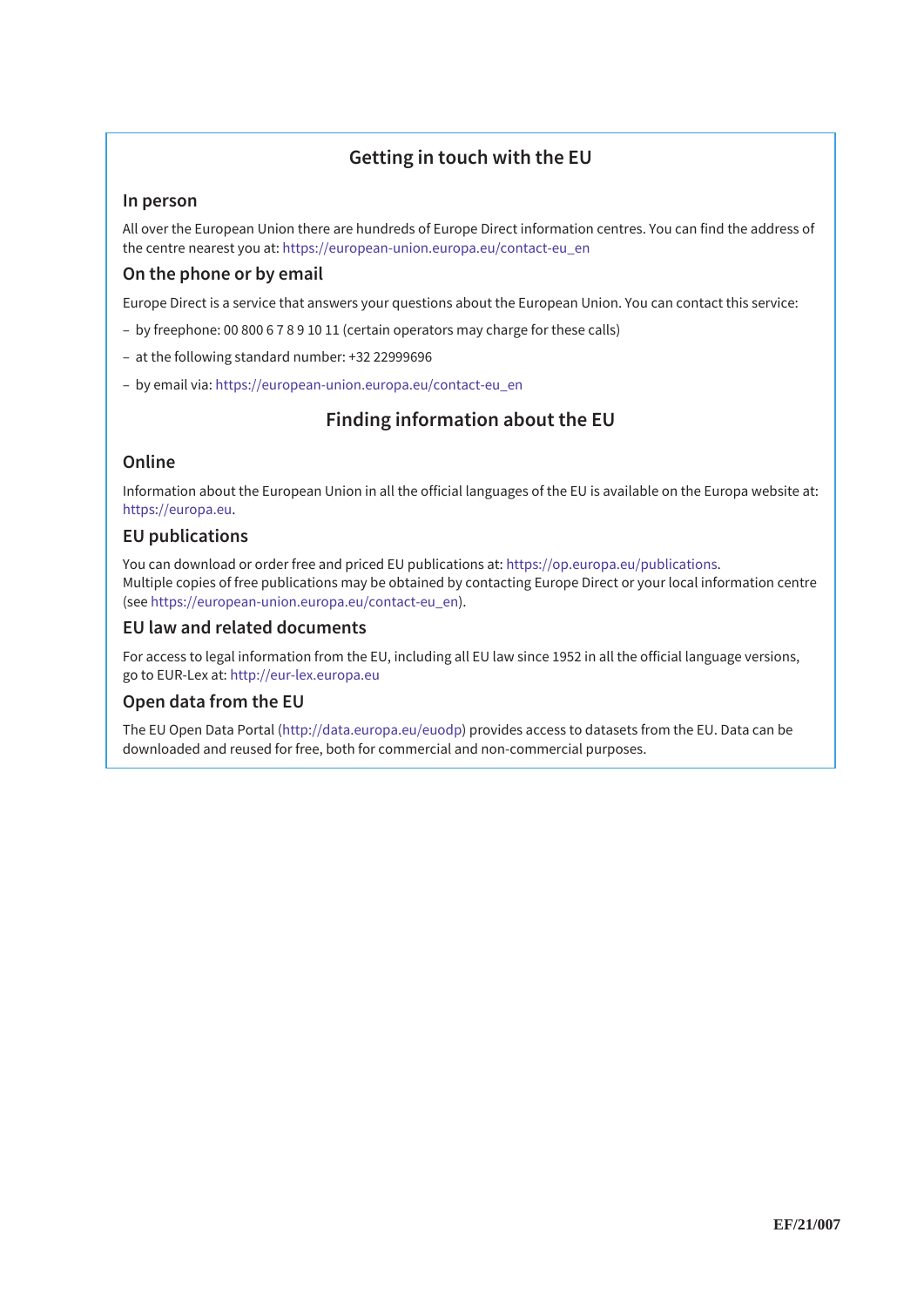## Getting in touch with the EU

### In person

All over the European Union there are hundreds of Europe Direct information centres. You can find the address of the centre nearest you at: https://european-union.europa.eu/contact-eu_en

### On the phone or by email

Europe Direct is a service that answers your questions about the European Union. You can contact this service:

- by freephone: 00 800 6 7 8 9 10 11 (certain operators may charge for these calls)
- at the following standard number: +32 22999696
- by email via: https://european-union.europa.eu/contact-eu_en

## Finding information about the EU

### Online

Information about the European Union in all the official languages of the EU is available on the Europa website at: https://europa.eu.

### EU publications

You can download or order free and priced EU publications at: https://op.europa.eu/publications.
Multiple copies of free publications may be obtained by contacting Europe Direct or your local information centre (see https://european-union.europa.eu/contact-eu_en).

### EU law and related documents

For access to legal information from the EU, including all EU law since 1952 in all the official language versions, go to EUR-Lex at: http://eur-lex.europa.eu

### Open data from the EU

The EU Open Data Portal (http://data.europa.eu/euodp) provides access to datasets from the EU. Data can be downloaded and reused for free, both for commercial and non-commercial purposes.

EF/21/007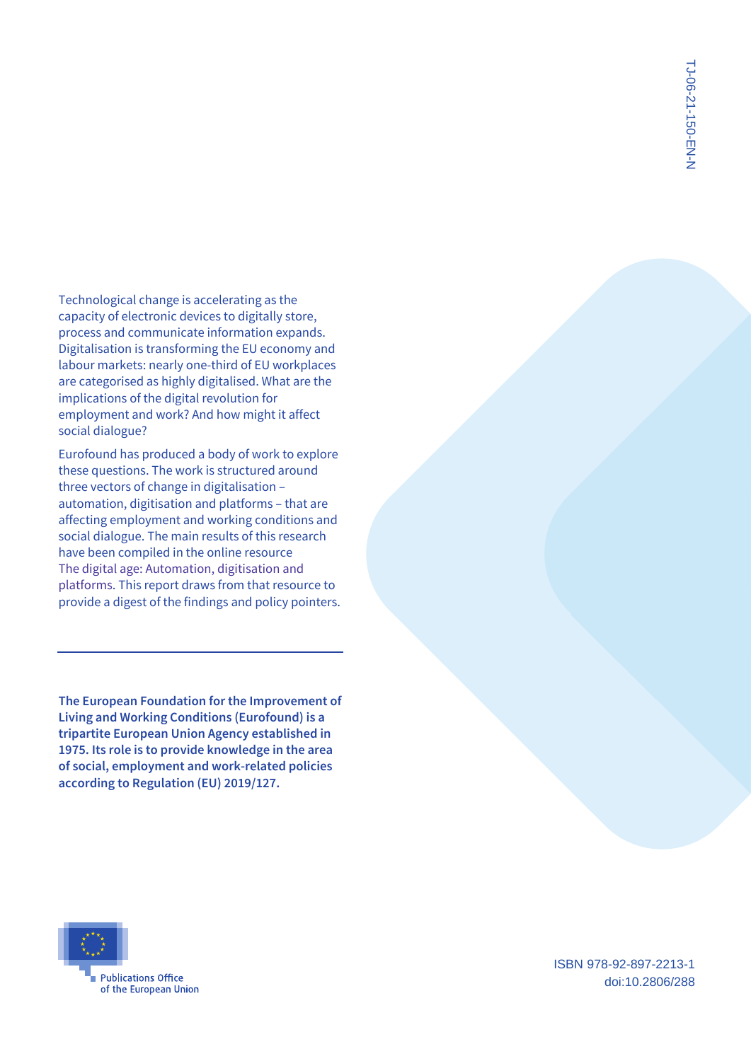TJ-06-21-150-EN-N

Technological change is accelerating as the capacity of electronic devices to digitally store, process and communicate information expands. Digitalisation is transforming the EU economy and labour markets: nearly one-third of EU workplaces are categorised as highly digitalised. What are the implications of the digital revolution for employment and work? And how might it affect social dialogue?

Eurofound has produced a body of work to explore these questions. The work is structured around three vectors of change in digitalisation – automation, digitisation and platforms – that are affecting employment and working conditions and social dialogue. The main results of this research have been compiled in the online resource The digital age: Automation, digitisation and platforms. This report draws from that resource to provide a digest of the findings and policy pointers.

---

**The European Foundation for the Improvement of Living and Working Conditions (Eurofound) is a tripartite European Union Agency established in 1975. Its role is to provide knowledge in the area of social, employment and work-related policies according to Regulation (EU) 2019/127.**

Publications Office of the European Union

ISBN 978-92-897-2213-1
doi:10.2806/288